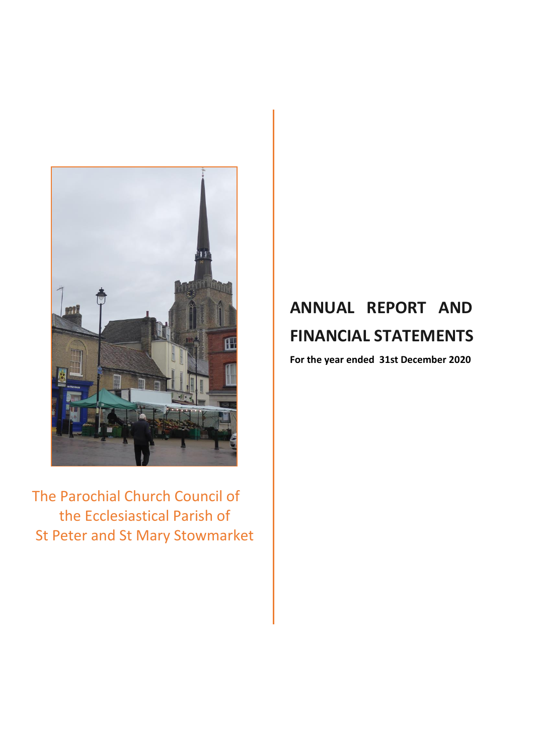The Parochial Church Council of the Ecclesiastical Parish of St Peter and St Mary Stowmarket

# ANNUAL REPORT AND FINANCIAL STATEMENTS

**For the year ended 31st December 2020**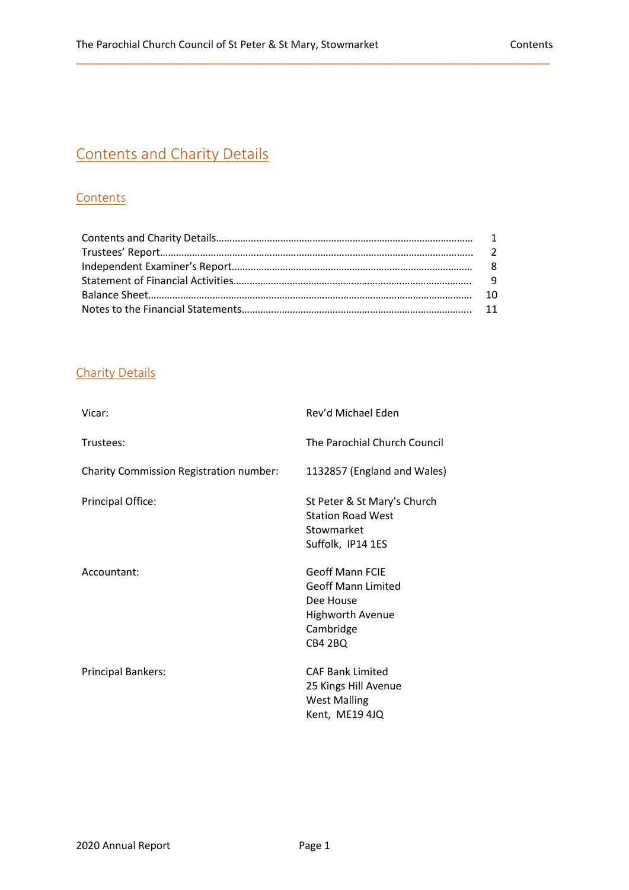# Contents and Charity Details

## Contents

| | |
|---|---|
| Contents and Charity Details | 1 |
| Trustees' Report | 2 |
| Independent Examiner's Report | 8 |
| Statement of Financial Activities | 9 |
| Balance Sheet | 10 |
| Notes to the Financial Statements | 11 |

## Charity Details

| | |
|---|---|
| Vicar: | Rev'd Michael Eden |
| Trustees: | The Parochial Church Council |
| Charity Commission Registration number: | 1132857 (England and Wales) |
| Principal Office: | St Peter & St Mary's Church<br>Station Road West<br>Stowmarket<br>Suffolk, IP14 1ES |
| Accountant: | Geoff Mann FCIE<br>Geoff Mann Limited<br>Dee House<br>Highworth Avenue<br>Cambridge<br>CB4 2BQ |
| Principal Bankers: | CAF Bank Limited<br>25 Kings Hill Avenue<br>West Malling<br>Kent, ME19 4JQ |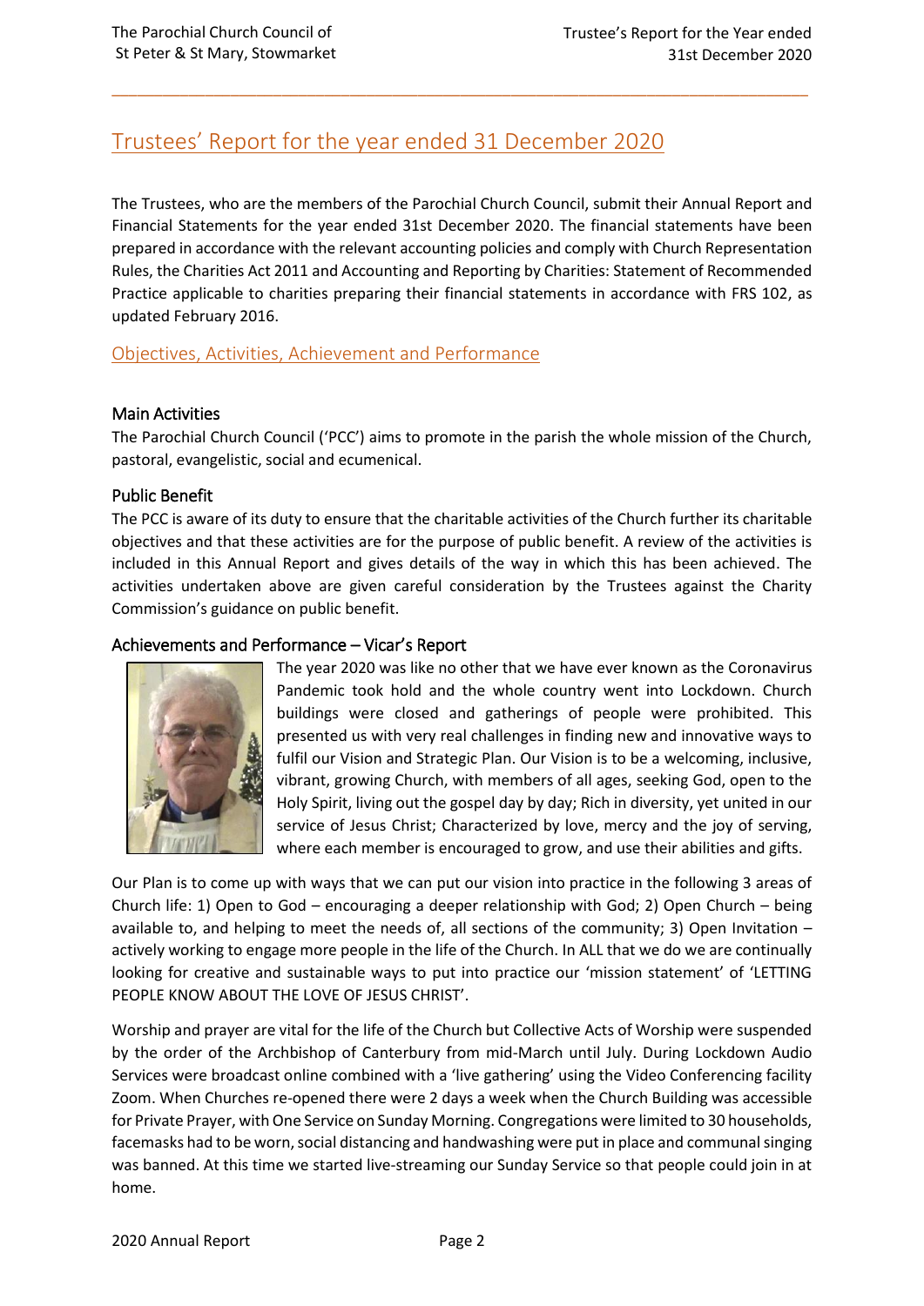# Trustees' Report for the year ended 31 December 2020

The Trustees, who are the members of the Parochial Church Council, submit their Annual Report and Financial Statements for the year ended 31st December 2020. The financial statements have been prepared in accordance with the relevant accounting policies and comply with Church Representation Rules, the Charities Act 2011 and Accounting and Reporting by Charities: Statement of Recommended Practice applicable to charities preparing their financial statements in accordance with FRS 102, as updated February 2016.

## Objectives, Activities, Achievement and Performance

### Main Activities

The Parochial Church Council ('PCC') aims to promote in the parish the whole mission of the Church, pastoral, evangelistic, social and ecumenical.

### Public Benefit

The PCC is aware of its duty to ensure that the charitable activities of the Church further its charitable objectives and that these activities are for the purpose of public benefit. A review of the activities is included in this Annual Report and gives details of the way in which this has been achieved. The activities undertaken above are given careful consideration by the Trustees against the Charity Commission's guidance on public benefit.

### Achievements and Performance – Vicar's Report

The year 2020 was like no other that we have ever known as the Coronavirus Pandemic took hold and the whole country went into Lockdown. Church buildings were closed and gatherings of people were prohibited. This presented us with very real challenges in finding new and innovative ways to fulfil our Vision and Strategic Plan. Our Vision is to be a welcoming, inclusive, vibrant, growing Church, with members of all ages, seeking God, open to the Holy Spirit, living out the gospel day by day; Rich in diversity, yet united in our service of Jesus Christ; Characterized by love, mercy and the joy of serving, where each member is encouraged to grow, and use their abilities and gifts.

Our Plan is to come up with ways that we can put our vision into practice in the following 3 areas of Church life: 1) Open to God – encouraging a deeper relationship with God; 2) Open Church – being available to, and helping to meet the needs of, all sections of the community; 3) Open Invitation – actively working to engage more people in the life of the Church. In ALL that we do we are continually looking for creative and sustainable ways to put into practice our 'mission statement' of 'LETTING PEOPLE KNOW ABOUT THE LOVE OF JESUS CHRIST'.

Worship and prayer are vital for the life of the Church but Collective Acts of Worship were suspended by the order of the Archbishop of Canterbury from mid-March until July. During Lockdown Audio Services were broadcast online combined with a 'live gathering' using the Video Conferencing facility Zoom. When Churches re-opened there were 2 days a week when the Church Building was accessible for Private Prayer, with One Service on Sunday Morning. Congregations were limited to 30 households, facemasks had to be worn, social distancing and handwashing were put in place and communal singing was banned. At this time we started live-streaming our Sunday Service so that people could join in at home.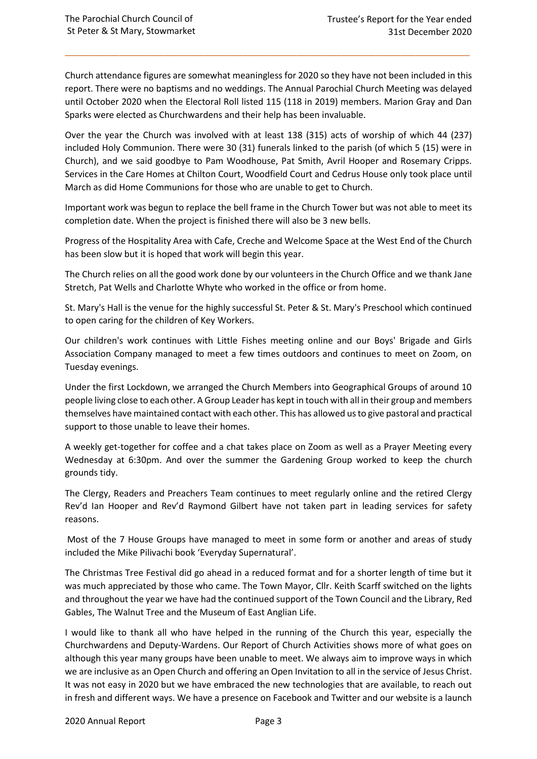Church attendance figures are somewhat meaningless for 2020 so they have not been included in this report. There were no baptisms and no weddings. The Annual Parochial Church Meeting was delayed until October 2020 when the Electoral Roll listed 115 (118 in 2019) members. Marion Gray and Dan Sparks were elected as Churchwardens and their help has been invaluable.

Over the year the Church was involved with at least 138 (315) acts of worship of which 44 (237) included Holy Communion. There were 30 (31) funerals linked to the parish (of which 5 (15) were in Church), and we said goodbye to Pam Woodhouse, Pat Smith, Avril Hooper and Rosemary Cripps. Services in the Care Homes at Chilton Court, Woodfield Court and Cedrus House only took place until March as did Home Communions for those who are unable to get to Church.

Important work was begun to replace the bell frame in the Church Tower but was not able to meet its completion date. When the project is finished there will also be 3 new bells.

Progress of the Hospitality Area with Cafe, Creche and Welcome Space at the West End of the Church has been slow but it is hoped that work will begin this year.

The Church relies on all the good work done by our volunteers in the Church Office and we thank Jane Stretch, Pat Wells and Charlotte Whyte who worked in the office or from home.

St. Mary's Hall is the venue for the highly successful St. Peter & St. Mary's Preschool which continued to open caring for the children of Key Workers.

Our children's work continues with Little Fishes meeting online and our Boys' Brigade and Girls Association Company managed to meet a few times outdoors and continues to meet on Zoom, on Tuesday evenings.

Under the first Lockdown, we arranged the Church Members into Geographical Groups of around 10 people living close to each other. A Group Leader has kept in touch with all in their group and members themselves have maintained contact with each other. This has allowed us to give pastoral and practical support to those unable to leave their homes.

A weekly get-together for coffee and a chat takes place on Zoom as well as a Prayer Meeting every Wednesday at 6:30pm. And over the summer the Gardening Group worked to keep the church grounds tidy.

The Clergy, Readers and Preachers Team continues to meet regularly online and the retired Clergy Rev'd Ian Hooper and Rev'd Raymond Gilbert have not taken part in leading services for safety reasons.

Most of the 7 House Groups have managed to meet in some form or another and areas of study included the Mike Pilivachi book 'Everyday Supernatural'.

The Christmas Tree Festival did go ahead in a reduced format and for a shorter length of time but it was much appreciated by those who came. The Town Mayor, Cllr. Keith Scarff switched on the lights and throughout the year we have had the continued support of the Town Council and the Library, Red Gables, The Walnut Tree and the Museum of East Anglian Life.

I would like to thank all who have helped in the running of the Church this year, especially the Churchwardens and Deputy-Wardens. Our Report of Church Activities shows more of what goes on although this year many groups have been unable to meet. We always aim to improve ways in which we are inclusive as an Open Church and offering an Open Invitation to all in the service of Jesus Christ. It was not easy in 2020 but we have embraced the new technologies that are available, to reach out in fresh and different ways. We have a presence on Facebook and Twitter and our website is a launch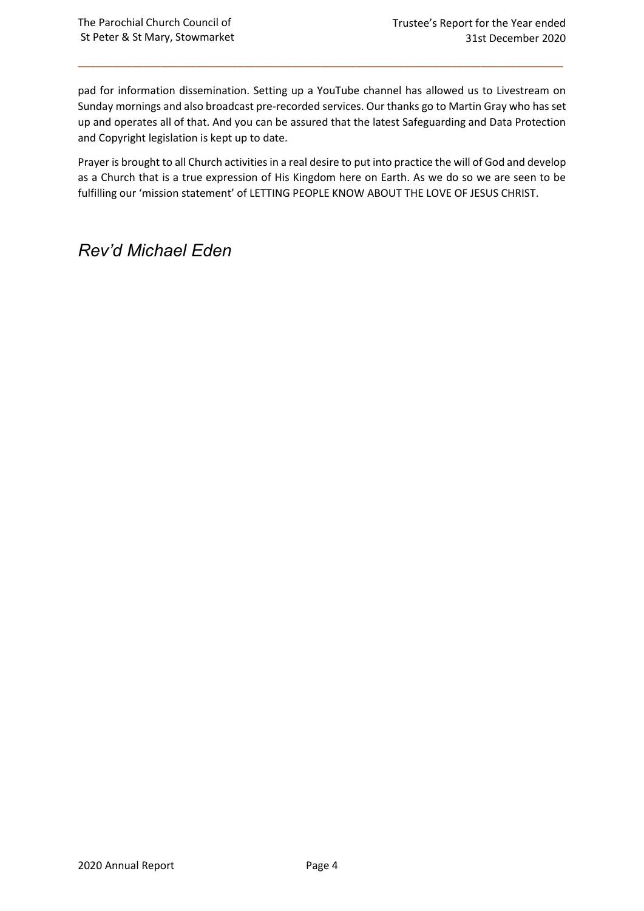pad for information dissemination. Setting up a YouTube channel has allowed us to Livestream on Sunday mornings and also broadcast pre-recorded services. Our thanks go to Martin Gray who has set up and operates all of that. And you can be assured that the latest Safeguarding and Data Protection and Copyright legislation is kept up to date.

Prayer is brought to all Church activities in a real desire to put into practice the will of God and develop as a Church that is a true expression of His Kingdom here on Earth. As we do so we are seen to be fulfilling our 'mission statement' of LETTING PEOPLE KNOW ABOUT THE LOVE OF JESUS CHRIST.

*Rev'd Michael Eden*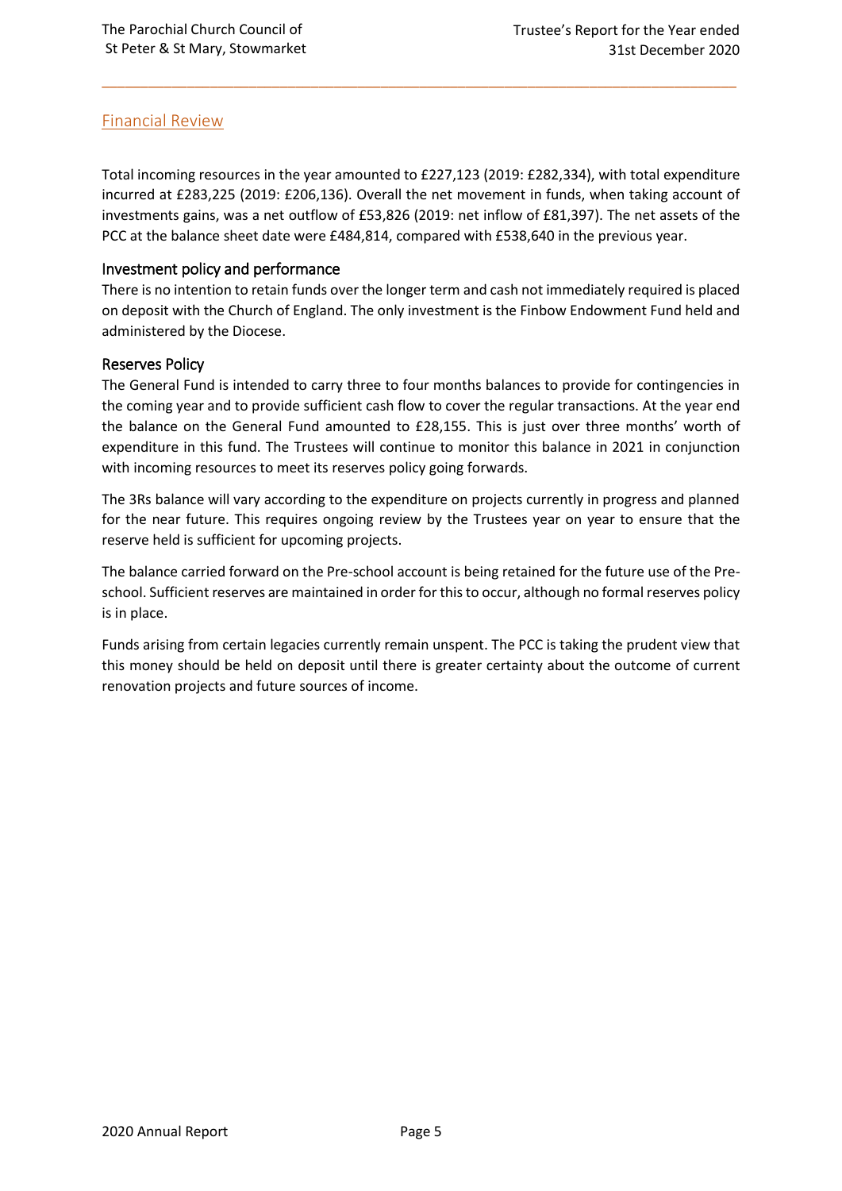## Financial Review

Total incoming resources in the year amounted to £227,123 (2019: £282,334), with total expenditure incurred at £283,225 (2019: £206,136). Overall the net movement in funds, when taking account of investments gains, was a net outflow of £53,826 (2019: net inflow of £81,397). The net assets of the PCC at the balance sheet date were £484,814, compared with £538,640 in the previous year.

### Investment policy and performance

There is no intention to retain funds over the longer term and cash not immediately required is placed on deposit with the Church of England. The only investment is the Finbow Endowment Fund held and administered by the Diocese.

### Reserves Policy

The General Fund is intended to carry three to four months balances to provide for contingencies in the coming year and to provide sufficient cash flow to cover the regular transactions. At the year end the balance on the General Fund amounted to £28,155. This is just over three months' worth of expenditure in this fund. The Trustees will continue to monitor this balance in 2021 in conjunction with incoming resources to meet its reserves policy going forwards.

The 3Rs balance will vary according to the expenditure on projects currently in progress and planned for the near future. This requires ongoing review by the Trustees year on year to ensure that the reserve held is sufficient for upcoming projects.

The balance carried forward on the Pre-school account is being retained for the future use of the Pre-school. Sufficient reserves are maintained in order for this to occur, although no formal reserves policy is in place.

Funds arising from certain legacies currently remain unspent. The PCC is taking the prudent view that this money should be held on deposit until there is greater certainty about the outcome of current renovation projects and future sources of income.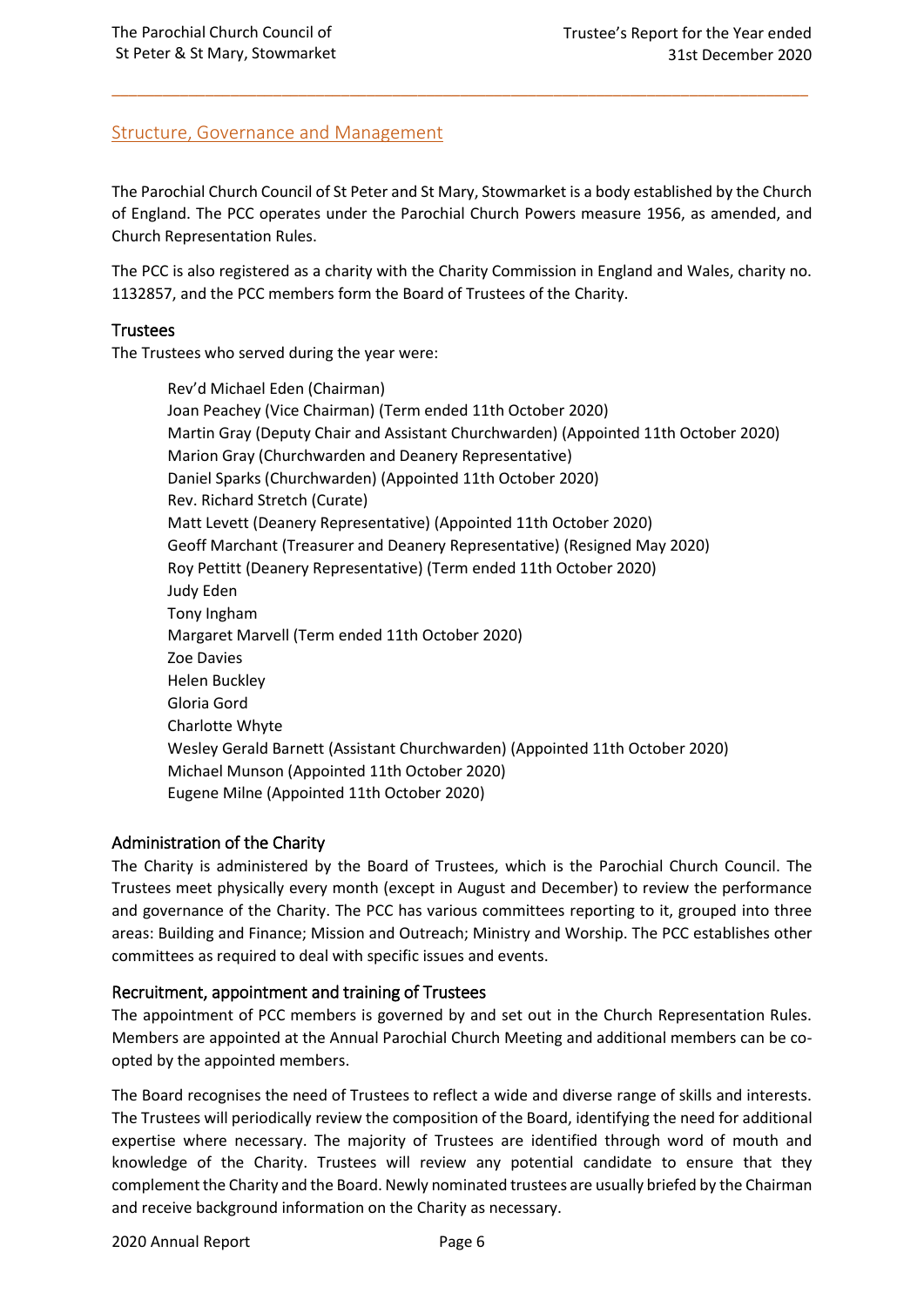## Structure, Governance and Management

The Parochial Church Council of St Peter and St Mary, Stowmarket is a body established by the Church of England. The PCC operates under the Parochial Church Powers measure 1956, as amended, and Church Representation Rules.

The PCC is also registered as a charity with the Charity Commission in England and Wales, charity no. 1132857, and the PCC members form the Board of Trustees of the Charity.

### Trustees

The Trustees who served during the year were:

Rev'd Michael Eden (Chairman)
Joan Peachey (Vice Chairman) (Term ended 11th October 2020)
Martin Gray (Deputy Chair and Assistant Churchwarden) (Appointed 11th October 2020)
Marion Gray (Churchwarden and Deanery Representative)
Daniel Sparks (Churchwarden) (Appointed 11th October 2020)
Rev. Richard Stretch (Curate)
Matt Levett (Deanery Representative) (Appointed 11th October 2020)
Geoff Marchant (Treasurer and Deanery Representative) (Resigned May 2020)
Roy Pettitt (Deanery Representative) (Term ended 11th October 2020)
Judy Eden
Tony Ingham
Margaret Marvell (Term ended 11th October 2020)
Zoe Davies
Helen Buckley
Gloria Gord
Charlotte Whyte
Wesley Gerald Barnett (Assistant Churchwarden) (Appointed 11th October 2020)
Michael Munson (Appointed 11th October 2020)
Eugene Milne (Appointed 11th October 2020)

### Administration of the Charity

The Charity is administered by the Board of Trustees, which is the Parochial Church Council. The Trustees meet physically every month (except in August and December) to review the performance and governance of the Charity. The PCC has various committees reporting to it, grouped into three areas: Building and Finance; Mission and Outreach; Ministry and Worship. The PCC establishes other committees as required to deal with specific issues and events.

### Recruitment, appointment and training of Trustees

The appointment of PCC members is governed by and set out in the Church Representation Rules. Members are appointed at the Annual Parochial Church Meeting and additional members can be co-opted by the appointed members.

The Board recognises the need of Trustees to reflect a wide and diverse range of skills and interests. The Trustees will periodically review the composition of the Board, identifying the need for additional expertise where necessary. The majority of Trustees are identified through word of mouth and knowledge of the Charity. Trustees will review any potential candidate to ensure that they complement the Charity and the Board. Newly nominated trustees are usually briefed by the Chairman and receive background information on the Charity as necessary.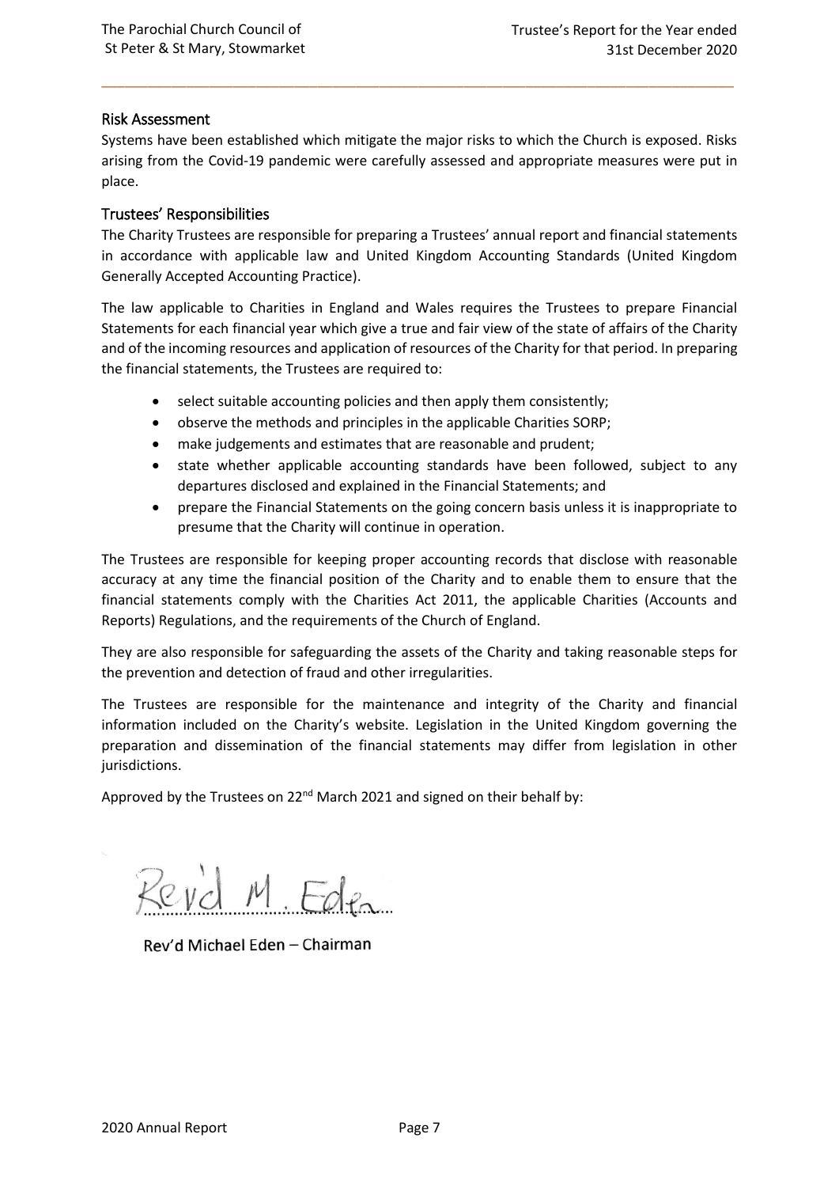## Risk Assessment

Systems have been established which mitigate the major risks to which the Church is exposed. Risks arising from the Covid-19 pandemic were carefully assessed and appropriate measures were put in place.

## Trustees' Responsibilities

The Charity Trustees are responsible for preparing a Trustees' annual report and financial statements in accordance with applicable law and United Kingdom Accounting Standards (United Kingdom Generally Accepted Accounting Practice).

The law applicable to Charities in England and Wales requires the Trustees to prepare Financial Statements for each financial year which give a true and fair view of the state of affairs of the Charity and of the incoming resources and application of resources of the Charity for that period. In preparing the financial statements, the Trustees are required to:

- select suitable accounting policies and then apply them consistently;
- observe the methods and principles in the applicable Charities SORP;
- make judgements and estimates that are reasonable and prudent;
- state whether applicable accounting standards have been followed, subject to any departures disclosed and explained in the Financial Statements; and
- prepare the Financial Statements on the going concern basis unless it is inappropriate to presume that the Charity will continue in operation.

The Trustees are responsible for keeping proper accounting records that disclose with reasonable accuracy at any time the financial position of the Charity and to enable them to ensure that the financial statements comply with the Charities Act 2011, the applicable Charities (Accounts and Reports) Regulations, and the requirements of the Church of England.

They are also responsible for safeguarding the assets of the Charity and taking reasonable steps for the prevention and detection of fraud and other irregularities.

The Trustees are responsible for the maintenance and integrity of the Charity and financial information included on the Charity's website. Legislation in the United Kingdom governing the preparation and dissemination of the financial statements may differ from legislation in other jurisdictions.

Approved by the Trustees on 22nd March 2021 and signed on their behalf by:

Rev'd M. Eden

Rev'd Michael Eden – Chairman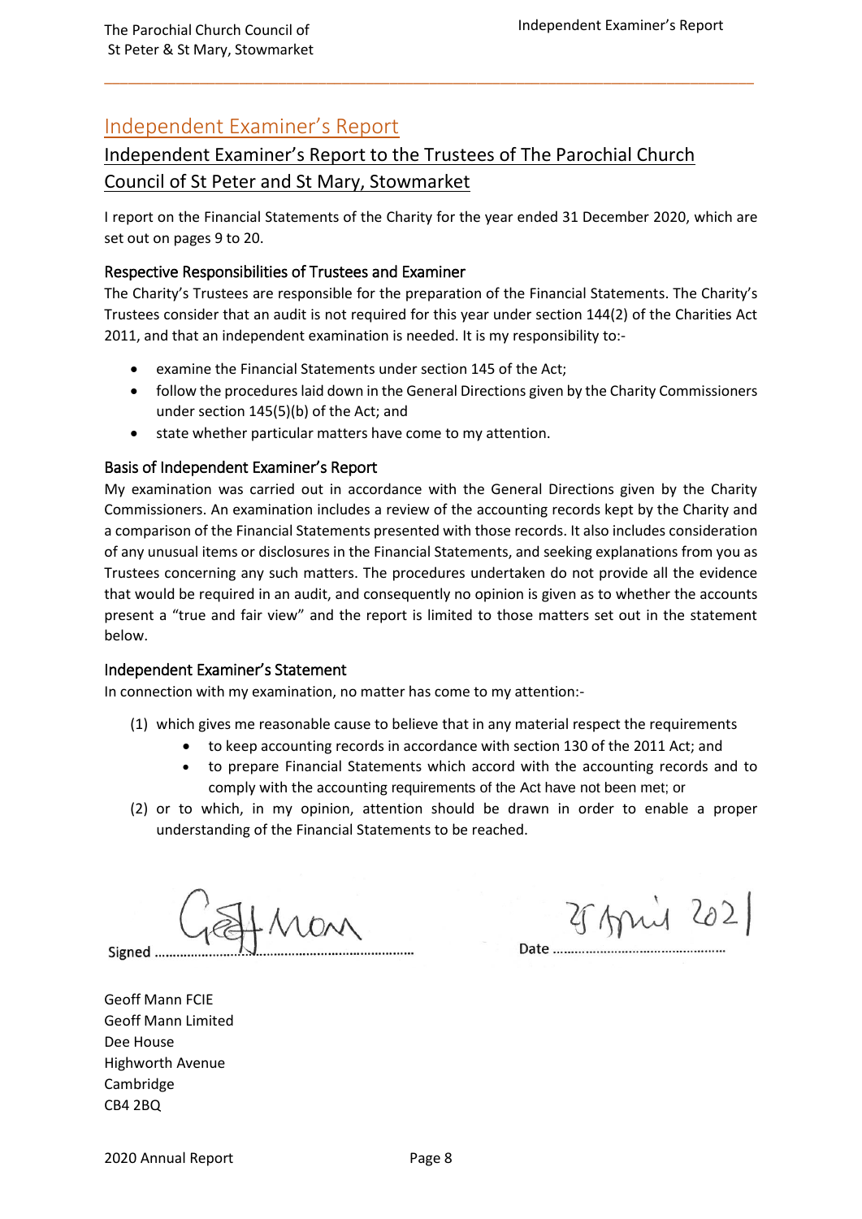# Independent Examiner's Report

## Independent Examiner's Report to the Trustees of The Parochial Church Council of St Peter and St Mary, Stowmarket

I report on the Financial Statements of the Charity for the year ended 31 December 2020, which are set out on pages 9 to 20.

### Respective Responsibilities of Trustees and Examiner

The Charity's Trustees are responsible for the preparation of the Financial Statements. The Charity's Trustees consider that an audit is not required for this year under section 144(2) of the Charities Act 2011, and that an independent examination is needed. It is my responsibility to:-

- examine the Financial Statements under section 145 of the Act;
- follow the procedures laid down in the General Directions given by the Charity Commissioners under section 145(5)(b) of the Act; and
- state whether particular matters have come to my attention.

### Basis of Independent Examiner's Report

My examination was carried out in accordance with the General Directions given by the Charity Commissioners. An examination includes a review of the accounting records kept by the Charity and a comparison of the Financial Statements presented with those records. It also includes consideration of any unusual items or disclosures in the Financial Statements, and seeking explanations from you as Trustees concerning any such matters. The procedures undertaken do not provide all the evidence that would be required in an audit, and consequently no opinion is given as to whether the accounts present a "true and fair view" and the report is limited to those matters set out in the statement below.

### Independent Examiner's Statement

In connection with my examination, no matter has come to my attention:-

(1) which gives me reasonable cause to believe that in any material respect the requirements
   - to keep accounting records in accordance with section 130 of the 2011 Act; and
   - to prepare Financial Statements which accord with the accounting records and to comply with the accounting requirements of the Act have not been met; or

(2) or to which, in my opinion, attention should be drawn in order to enable a proper understanding of the Financial Statements to be reached.

Signed: Geoff Mann

Date: 25 April 2021

Geoff Mann FCIE
Geoff Mann Limited
Dee House
Highworth Avenue
Cambridge
CB4 2BQ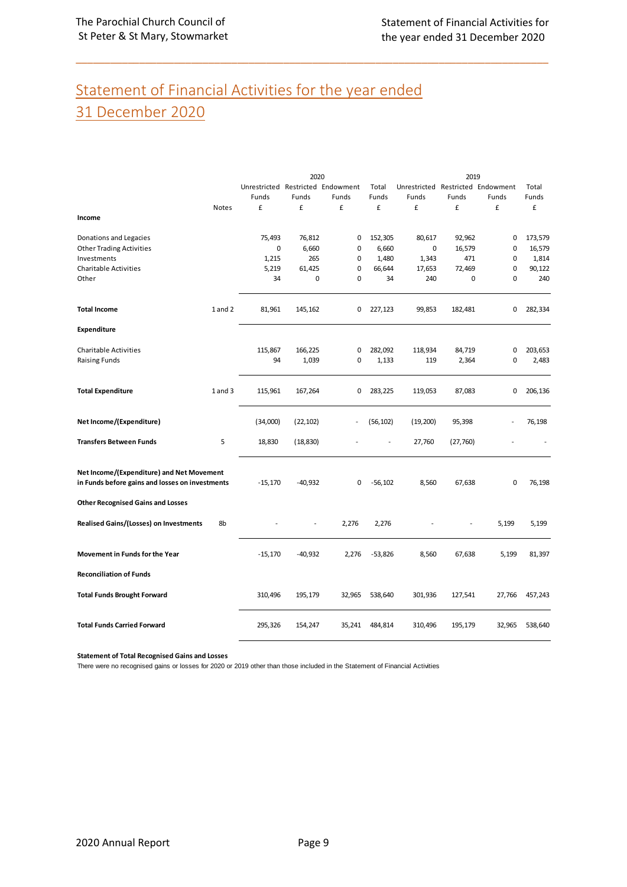# Statement of Financial Activities for the year ended 31 December 2020

| | Notes | 2020 Unrestricted Funds £ | 2020 Restricted Funds £ | 2020 Endowment Funds £ | 2020 Total Funds £ | 2019 Unrestricted Funds £ | 2019 Restricted Funds £ | 2019 Endowment Funds £ | 2019 Total Funds £ |
|---|---|---|---|---|---|---|---|---|---|
| **Income** | | | | | | | | | |
| Donations and Legacies | | 75,493 | 76,812 | 0 | 152,305 | 80,617 | 92,962 | 0 | 173,579 |
| Other Trading Activities | | 0 | 6,660 | 0 | 6,660 | 0 | 16,579 | 0 | 16,579 |
| Investments | | 1,215 | 265 | 0 | 1,480 | 1,343 | 471 | 0 | 1,814 |
| Charitable Activities | | 5,219 | 61,425 | 0 | 66,644 | 17,653 | 72,469 | 0 | 90,122 |
| Other | | 34 | 0 | 0 | 34 | 240 | 0 | 0 | 240 |
| **Total Income** | 1 and 2 | 81,961 | 145,162 | 0 | 227,123 | 99,853 | 182,481 | 0 | 282,334 |
| **Expenditure** | | | | | | | | | |
| Charitable Activities | | 115,867 | 166,225 | 0 | 282,092 | 118,934 | 84,719 | 0 | 203,653 |
| Raising Funds | | 94 | 1,039 | 0 | 1,133 | 119 | 2,364 | 0 | 2,483 |
| **Total Expenditure** | 1 and 3 | 115,961 | 167,264 | 0 | 283,225 | 119,053 | 87,083 | 0 | 206,136 |
| **Net Income/(Expenditure)** | | (34,000) | (22,102) | - | (56,102) | (19,200) | 95,398 | - | 76,198 |
| **Transfers Between Funds** | 5 | 18,830 | (18,830) | - | - | 27,760 | (27,760) | - | - |
| **Net Income/(Expenditure) and Net Movement in Funds before gains and losses on investments** | | -15,170 | -40,932 | 0 | -56,102 | 8,560 | 67,638 | 0 | 76,198 |
| **Other Recognised Gains and Losses** | | | | | | | | | |
| **Realised Gains/(Losses) on Investments** | 8b | - | - | 2,276 | 2,276 | - | - | 5,199 | 5,199 |
| **Movement in Funds for the Year** | | -15,170 | -40,932 | 2,276 | -53,826 | 8,560 | 67,638 | 5,199 | 81,397 |
| **Reconciliation of Funds** | | | | | | | | | |
| **Total Funds Brought Forward** | | 310,496 | 195,179 | 32,965 | 538,640 | 301,936 | 127,541 | 27,766 | 457,243 |
| **Total Funds Carried Forward** | | 295,326 | 154,247 | 35,241 | 484,814 | 310,496 | 195,179 | 32,965 | 538,640 |

**Statement of Total Recognised Gains and Losses**

There were no recognised gains or losses for 2020 or 2019 other than those included in the Statement of Financial Activities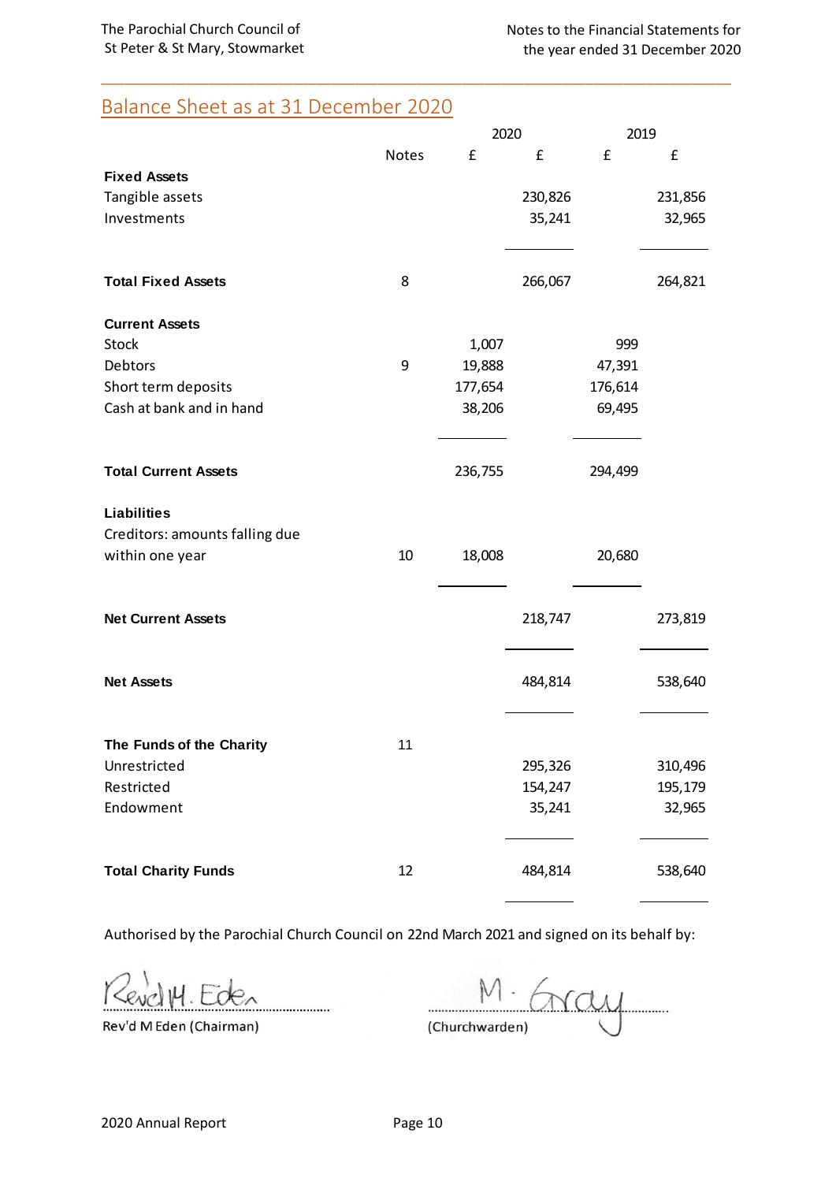## Balance Sheet as at 31 December 2020

| | Notes | 2020 £ | 2020 £ | 2019 £ | 2019 £ |
|---|---|---|---|---|---|
| **Fixed Assets** | | | | | |
| Tangible assets | | | 230,826 | | 231,856 |
| Investments | | | 35,241 | | 32,965 |
| **Total Fixed Assets** | 8 | | 266,067 | | 264,821 |
| **Current Assets** | | | | | |
| Stock | | 1,007 | | 999 | |
| Debtors | 9 | 19,888 | | 47,391 | |
| Short term deposits | | 177,654 | | 176,614 | |
| Cash at bank and in hand | | 38,206 | | 69,495 | |
| **Total Current Assets** | | 236,755 | | 294,499 | |
| **Liabilities** | | | | | |
| Creditors: amounts falling due within one year | 10 | 18,008 | | 20,680 | |
| **Net Current Assets** | | | 218,747 | | 273,819 |
| **Net Assets** | | | 484,814 | | 538,640 |
| **The Funds of the Charity** | 11 | | | | |
| Unrestricted | | | 295,326 | | 310,496 |
| Restricted | | | 154,247 | | 195,179 |
| Endowment | | | 35,241 | | 32,965 |
| **Total Charity Funds** | 12 | | 484,814 | | 538,640 |

Authorised by the Parochial Church Council on 22nd March 2021 and signed on its behalf by:

Rev'd M. Eden
Rev'd M Eden (Chairman)

M. Gray
(Churchwarden)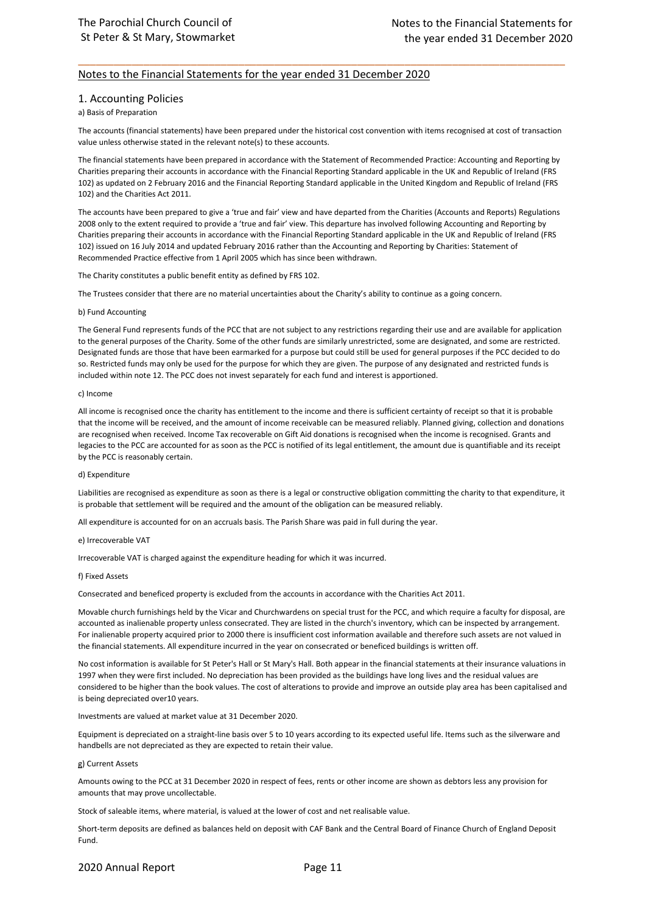## Notes to the Financial Statements for the year ended 31 December 2020

### 1. Accounting Policies

a) Basis of Preparation

The accounts (financial statements) have been prepared under the historical cost convention with items recognised at cost of transaction value unless otherwise stated in the relevant note(s) to these accounts.

The financial statements have been prepared in accordance with the Statement of Recommended Practice: Accounting and Reporting by Charities preparing their accounts in accordance with the Financial Reporting Standard applicable in the UK and Republic of Ireland (FRS 102) as updated on 2 February 2016 and the Financial Reporting Standard applicable in the United Kingdom and Republic of Ireland (FRS 102) and the Charities Act 2011.

The accounts have been prepared to give a 'true and fair' view and have departed from the Charities (Accounts and Reports) Regulations 2008 only to the extent required to provide a 'true and fair' view. This departure has involved following Accounting and Reporting by Charities preparing their accounts in accordance with the Financial Reporting Standard applicable in the UK and Republic of Ireland (FRS 102) issued on 16 July 2014 and updated February 2016 rather than the Accounting and Reporting by Charities: Statement of Recommended Practice effective from 1 April 2005 which has since been withdrawn.

The Charity constitutes a public benefit entity as defined by FRS 102.

The Trustees consider that there are no material uncertainties about the Charity's ability to continue as a going concern.

b) Fund Accounting

The General Fund represents funds of the PCC that are not subject to any restrictions regarding their use and are available for application to the general purposes of the Charity. Some of the other funds are similarly unrestricted, some are designated, and some are restricted. Designated funds are those that have been earmarked for a purpose but could still be used for general purposes if the PCC decided to do so. Restricted funds may only be used for the purpose for which they are given. The purpose of any designated and restricted funds is included within note 12. The PCC does not invest separately for each fund and interest is apportioned.

c) Income

All income is recognised once the charity has entitlement to the income and there is sufficient certainty of receipt so that it is probable that the income will be received, and the amount of income receivable can be measured reliably. Planned giving, collection and donations are recognised when received. Income Tax recoverable on Gift Aid donations is recognised when the income is recognised. Grants and legacies to the PCC are accounted for as soon as the PCC is notified of its legal entitlement, the amount due is quantifiable and its receipt by the PCC is reasonably certain.

d) Expenditure

Liabilities are recognised as expenditure as soon as there is a legal or constructive obligation committing the charity to that expenditure, it is probable that settlement will be required and the amount of the obligation can be measured reliably.

All expenditure is accounted for on an accruals basis. The Parish Share was paid in full during the year.

e) Irrecoverable VAT

Irrecoverable VAT is charged against the expenditure heading for which it was incurred.

f) Fixed Assets

Consecrated and beneficed property is excluded from the accounts in accordance with the Charities Act 2011.

Movable church furnishings held by the Vicar and Churchwardens on special trust for the PCC, and which require a faculty for disposal, are accounted as inalienable property unless consecrated. They are listed in the church's inventory, which can be inspected by arrangement. For inalienable property acquired prior to 2000 there is insufficient cost information available and therefore such assets are not valued in the financial statements. All expenditure incurred in the year on consecrated or beneficed buildings is written off.

No cost information is available for St Peter's Hall or St Mary's Hall. Both appear in the financial statements at their insurance valuations in 1997 when they were first included. No depreciation has been provided as the buildings have long lives and the residual values are considered to be higher than the book values. The cost of alterations to provide and improve an outside play area has been capitalised and is being depreciated over10 years.

Investments are valued at market value at 31 December 2020.

Equipment is depreciated on a straight-line basis over 5 to 10 years according to its expected useful life. Items such as the silverware and handbells are not depreciated as they are expected to retain their value.

g) Current Assets

Amounts owing to the PCC at 31 December 2020 in respect of fees, rents or other income are shown as debtors less any provision for amounts that may prove uncollectable.

Stock of saleable items, where material, is valued at the lower of cost and net realisable value.

Short-term deposits are defined as balances held on deposit with CAF Bank and the Central Board of Finance Church of England Deposit Fund.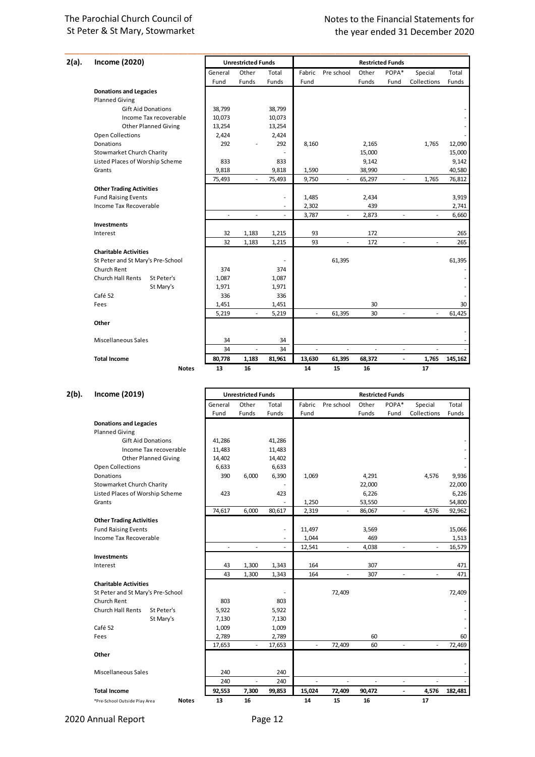## 2(a). Income (2020)

| | Unrestricted Funds | | | Restricted Funds | | | | | |
|---|---|---|---|---|---|---|---|---|---|
| | General Fund | Other Funds | Total Funds | Fabric Fund | Pre school | Other Funds | POPA* Fund | Special Collections | Total Funds |
| **Donations and Legacies** | | | | | | | | | |
| Planned Giving | | | | | | | | | |
| Gift Aid Donations | 38,799 | | 38,799 | | | | | | - |
| Income Tax recoverable | 10,073 | | 10,073 | | | | | | - |
| Other Planned Giving | 13,254 | | 13,254 | | | | | | - |
| Open Collections | 2,424 | | 2,424 | | | | | | - |
| Donations | 292 | - | 292 | 8,160 | | 2,165 | | 1,765 | 12,090 |
| Stowmarket Church Charity | | | - | | | 15,000 | | | 15,000 |
| Listed Places of Worship Scheme | 833 | | 833 | | | 9,142 | | | 9,142 |
| Grants | 9,818 | | 9,818 | 1,590 | | 38,990 | | | 40,580 |
| | 75,493 | - | 75,493 | 9,750 | - | 65,297 | - | 1,765 | 76,812 |
| **Other Trading Activities** | | | | | | | | | |
| Fund Raising Events | | | - | 1,485 | | 2,434 | | | 3,919 |
| Income Tax Recoverable | | | - | 2,302 | | 439 | | | 2,741 |
| | - | - | - | 3,787 | - | 2,873 | - | - | 6,660 |
| **Investments** | | | | | | | | | |
| Interest | 32 | 1,183 | 1,215 | 93 | | 172 | | | 265 |
| | 32 | 1,183 | 1,215 | 93 | - | 172 | - | - | 265 |
| **Charitable Activities** | | | | | | | | | |
| St Peter and St Mary's Pre-School | | | - | | 61,395 | | | | 61,395 |
| Church Rent | 374 | | 374 | | | | | | - |
| Church Hall Rents St Peter's | 1,087 | | 1,087 | | | | | | - |
| St Mary's | 1,971 | | 1,971 | | | | | | - |
| Café 52 | 336 | | 336 | | | | | | - |
| Fees | 1,451 | | 1,451 | | | 30 | | | 30 |
| | 5,219 | - | 5,219 | - | 61,395 | 30 | - | - | 61,425 |
| **Other** | | | | | | | | | |
| | | | | | | | | | - |
| Miscellaneous Sales | 34 | | 34 | | | | | | - |
| | 34 | - | 34 | - | - | - | - | - | - |
| **Total Income** | **80,778** | **1,183** | **81,961** | **13,630** | **61,395** | **68,372** | **-** | **1,765** | **145,162** |
| **Notes** | **13** | **16** | | **14** | **15** | **16** | | **17** | |

## 2(b). Income (2019)

| | Unrestricted Funds | | | Restricted Funds | | | | | |
|---|---|---|---|---|---|---|---|---|---|
| | General Fund | Other Funds | Total Funds | Fabric Fund | Pre school | Other Funds | POPA* Fund | Special Collections | Total Funds |
| **Donations and Legacies** | | | | | | | | | |
| Planned Giving | | | | | | | | | |
| Gift Aid Donations | 41,286 | | 41,286 | | | | | | - |
| Income Tax recoverable | 11,483 | | 11,483 | | | | | | - |
| Other Planned Giving | 14,402 | | 14,402 | | | | | | - |
| Open Collections | 6,633 | | 6,633 | | | | | | - |
| Donations | 390 | 6,000 | 6,390 | 1,069 | | 4,291 | | 4,576 | 9,936 |
| Stowmarket Church Charity | | | - | | | 22,000 | | | 22,000 |
| Listed Places of Worship Scheme | 423 | | 423 | | | 6,226 | | | 6,226 |
| Grants | | | - | 1,250 | | 53,550 | | | 54,800 |
| | 74,617 | 6,000 | 80,617 | 2,319 | - | 86,067 | - | 4,576 | 92,962 |
| **Other Trading Activities** | | | | | | | | | |
| Fund Raising Events | | | - | 11,497 | | 3,569 | | | 15,066 |
| Income Tax Recoverable | | | - | 1,044 | | 469 | | | 1,513 |
| | - | - | - | 12,541 | - | 4,038 | - | - | 16,579 |
| **Investments** | | | | | | | | | |
| Interest | 43 | 1,300 | 1,343 | 164 | | 307 | | | 471 |
| | 43 | 1,300 | 1,343 | 164 | - | 307 | - | - | 471 |
| **Charitable Activities** | | | | | | | | | |
| St Peter and St Mary's Pre-School | | | - | | 72,409 | | | | 72,409 |
| Church Rent | 803 | | 803 | | | | | | - |
| Church Hall Rents St Peter's | 5,922 | | 5,922 | | | | | | - |
| St Mary's | 7,130 | | 7,130 | | | | | | - |
| Café 52 | 1,009 | | 1,009 | | | | | | - |
| Fees | 2,789 | | 2,789 | | | 60 | | | 60 |
| | 17,653 | - | 17,653 | - | 72,409 | 60 | - | - | 72,469 |
| **Other** | | | | | | | | | |
| | | | | | | | | | - |
| Miscellaneous Sales | 240 | | 240 | | | | | | - |
| | 240 | - | 240 | - | - | - | - | - | - |
| **Total Income** | **92,553** | **7,300** | **99,853** | **15,024** | **72,409** | **90,472** | **-** | **4,576** | **182,481** |
| *Pre-School Outside Play Area **Notes** | **13** | **16** | | **14** | **15** | **16** | | **17** | |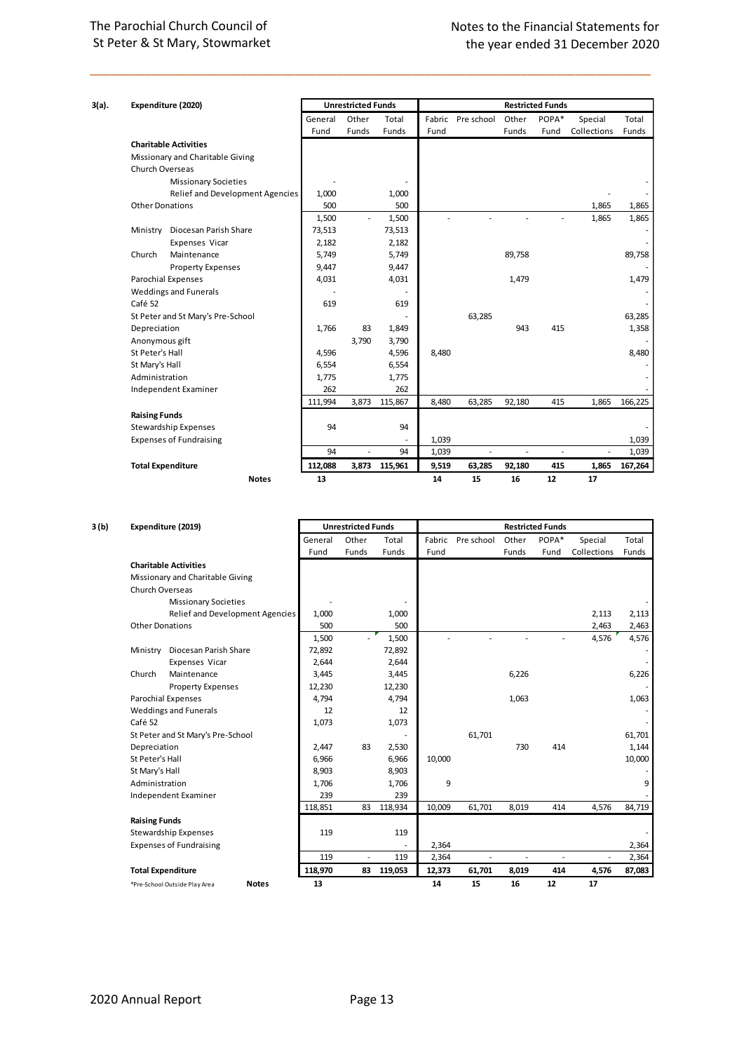**3(a). Expenditure (2020)**

| | Unrestricted Funds | | | Restricted Funds | | | | | |
|---|---|---|---|---|---|---|---|---|---|
| | General Fund | Other Funds | Total Funds | Fabric Fund | Pre school | Other Funds | POPA* Fund | Special Collections | Total Funds |
| **Charitable Activities** | | | | | | | | | |
| Missionary and Charitable Giving | | | | | | | | | |
| Church Overseas | | | | | | | | | |
| Missionary Societies | - | | - | | | | | | - |
| Relief and Development Agencies | 1,000 | | 1,000 | | | | | - | - |
| Other Donations | 500 | | 500 | | | | | 1,865 | 1,865 |
| | 1,500 | - | 1,500 | - | - | - | - | 1,865 | 1,865 |
| Ministry Diocesan Parish Share | 73,513 | | 73,513 | | | | | | - |
| Expenses Vicar | 2,182 | | 2,182 | | | | | | - |
| Church Maintenance | 5,749 | | 5,749 | | | 89,758 | | | 89,758 |
| Property Expenses | 9,447 | | 9,447 | | | | | | - |
| Parochial Expenses | 4,031 | | 4,031 | | | 1,479 | | | 1,479 |
| Weddings and Funerals | - | | - | | | | | | - |
| Café 52 | 619 | | 619 | | | | | | - |
| St Peter and St Mary's Pre-School | | | - | | 63,285 | | | | 63,285 |
| Depreciation | 1,766 | 83 | 1,849 | | | 943 | 415 | | 1,358 |
| Anonymous gift | | 3,790 | 3,790 | | | | | | - |
| St Peter's Hall | 4,596 | | 4,596 | 8,480 | | | | | 8,480 |
| St Mary's Hall | 6,554 | | 6,554 | | | | | | - |
| Administration | 1,775 | | 1,775 | | | | | | - |
| Independent Examiner | 262 | | 262 | | | | | | - |
| | 111,994 | 3,873 | 115,867 | 8,480 | 63,285 | 92,180 | 415 | 1,865 | 166,225 |
| **Raising Funds** | | | | | | | | | |
| Stewardship Expenses | 94 | | 94 | | | | | | - |
| Expenses of Fundraising | | | - | 1,039 | | | | | 1,039 |
| | 94 | - | 94 | 1,039 | - | - | - | - | 1,039 |
| **Total Expenditure** | **112,088** | **3,873** | **115,961** | **9,519** | **63,285** | **92,180** | **415** | **1,865** | **167,264** |
| **Notes** | **13** | | | **14** | **15** | **16** | **12** | **17** | |

**3 (b) Expenditure (2019)**

| | Unrestricted Funds | | | Restricted Funds | | | | | |
|---|---|---|---|---|---|---|---|---|---|
| | General Fund | Other Funds | Total Funds | Fabric Fund | Pre school | Other Funds | POPA* Fund | Special Collections | Total Funds |
| **Charitable Activities** | | | | | | | | | |
| Missionary and Charitable Giving | | | | | | | | | |
| Church Overseas | | | | | | | | | |
| Missionary Societies | - | | - | | | | | | - |
| Relief and Development Agencies | 1,000 | | 1,000 | | | | | 2,113 | 2,113 |
| Other Donations | 500 | | 500 | | | | | 2,463 | 2,463 |
| | 1,500 | - | 1,500 | - | - | - | - | 4,576 | 4,576 |
| Ministry Diocesan Parish Share | 72,892 | | 72,892 | | | | | | - |
| Expenses Vicar | 2,644 | | 2,644 | | | | | | - |
| Church Maintenance | 3,445 | | 3,445 | | | 6,226 | | | 6,226 |
| Property Expenses | 12,230 | | 12,230 | | | | | | - |
| Parochial Expenses | 4,794 | | 4,794 | | | 1,063 | | | 1,063 |
| Weddings and Funerals | 12 | | 12 | | | | | | - |
| Café 52 | 1,073 | | 1,073 | | | | | | - |
| St Peter and St Mary's Pre-School | | | - | | 61,701 | | | | 61,701 |
| Depreciation | 2,447 | 83 | 2,530 | | | 730 | 414 | | 1,144 |
| St Peter's Hall | 6,966 | | 6,966 | 10,000 | | | | | 10,000 |
| St Mary's Hall | 8,903 | | 8,903 | | | | | | - |
| Administration | 1,706 | | 1,706 | 9 | | | | | 9 |
| Independent Examiner | 239 | | 239 | | | | | | - |
| | 118,851 | 83 | 118,934 | 10,009 | 61,701 | 8,019 | 414 | 4,576 | 84,719 |
| **Raising Funds** | | | | | | | | | |
| Stewardship Expenses | 119 | | 119 | | | | | | - |
| Expenses of Fundraising | | | - | 2,364 | | | | | 2,364 |
| | 119 | - | 119 | 2,364 | - | - | - | - | 2,364 |
| **Total Expenditure** | **118,970** | **83** | **119,053** | **12,373** | **61,701** | **8,019** | **414** | **4,576** | **87,083** |
| *Pre-School Outside Play Area **Notes** | **13** | | | **14** | **15** | **16** | **12** | **17** | |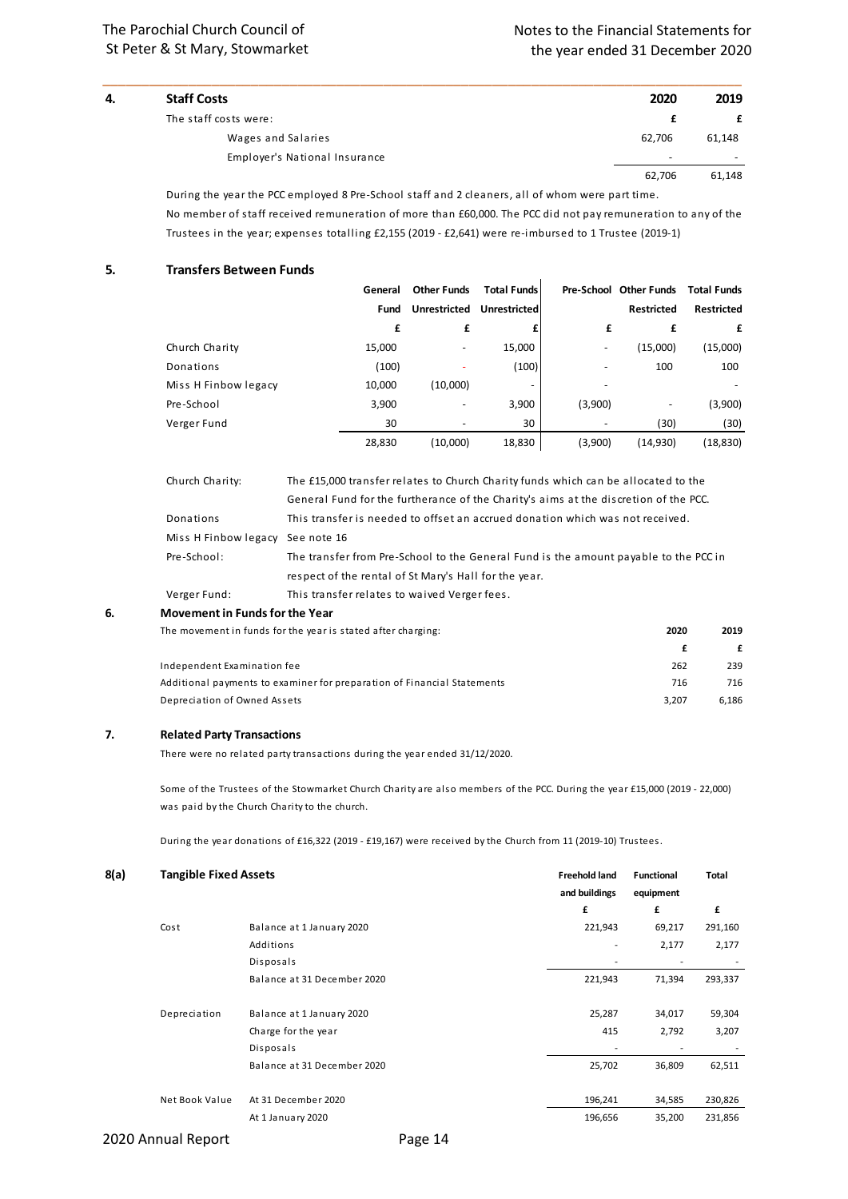## 4. Staff Costs

| The staff costs were: | 2020 | 2019 |
|---|---|---|
| | £ | £ |
| Wages and Salaries | 62,706 | 61,148 |
| Employer's National Insurance | - | - |
| | 62,706 | 61,148 |

During the year the PCC employed 8 Pre-School staff and 2 cleaners, all of whom were part time.

No member of staff received remuneration of more than £60,000. The PCC did not pay remuneration to any of the Trustees in the year; expenses totalling £2,155 (2019 - £2,641) were re-imbursed to 1 Trustee (2019-1)

## 5. Transfers Between Funds

| | General Fund | Other Funds Unrestricted | Total Funds Unrestricted | Pre-School | Other Funds Restricted | Total Funds Restricted |
|---|---|---|---|---|---|---|
| | £ | £ | £ | £ | £ | £ |
| Church Charity | 15,000 | - | 15,000 | - | (15,000) | (15,000) |
| Donations | (100) | - | (100) | - | 100 | 100 |
| Miss H Finbow legacy | 10,000 | (10,000) | - | - | | - |
| Pre-School | 3,900 | - | 3,900 | (3,900) | - | (3,900) |
| Verger Fund | 30 | - | 30 | - | (30) | (30) |
| | 28,830 | (10,000) | 18,830 | (3,900) | (14,930) | (18,830) |

Church Charity: The £15,000 transfer relates to Church Charity funds which can be allocated to the General Fund for the furtherance of the Charity's aims at the discretion of the PCC.

Donations: This transfer is needed to offset an accrued donation which was not received.

Miss H Finbow legacy: See note 16

Pre-School: The transfer from Pre-School to the General Fund is the amount payable to the PCC in respect of the rental of St Mary's Hall for the year.

Verger Fund: This transfer relates to waived Verger fees.

## 6. Movement in Funds for the Year

| The movement in funds for the year is stated after charging: | 2020 | 2019 |
|---|---|---|
| | £ | £ |
| Independent Examination fee | 262 | 239 |
| Additional payments to examiner for preparation of Financial Statements | 716 | 716 |
| Depreciation of Owned Assets | 3,207 | 6,186 |

## 7. Related Party Transactions

There were no related party transactions during the year ended 31/12/2020.

Some of the Trustees of the Stowmarket Church Charity are also members of the PCC. During the year £15,000 (2019 - 22,000) was paid by the Church Charity to the church.

During the year donations of £16,322 (2019 - £19,167) were received by the Church from 11 (2019-10) Trustees.

## 8(a) Tangible Fixed Assets

| | | Freehold land and buildings | Functional equipment | Total |
|---|---|---|---|---|
| | | £ | £ | £ |
| Cost | Balance at 1 January 2020 | 221,943 | 69,217 | 291,160 |
| | Additions | - | 2,177 | 2,177 |
| | Disposals | - | - | - |
| | Balance at 31 December 2020 | 221,943 | 71,394 | 293,337 |
| Depreciation | Balance at 1 January 2020 | 25,287 | 34,017 | 59,304 |
| | Charge for the year | 415 | 2,792 | 3,207 |
| | Disposals | - | - | - |
| | Balance at 31 December 2020 | 25,702 | 36,809 | 62,511 |
| Net Book Value | At 31 December 2020 | 196,241 | 34,585 | 230,826 |
| | At 1 January 2020 | 196,656 | 35,200 | 231,856 |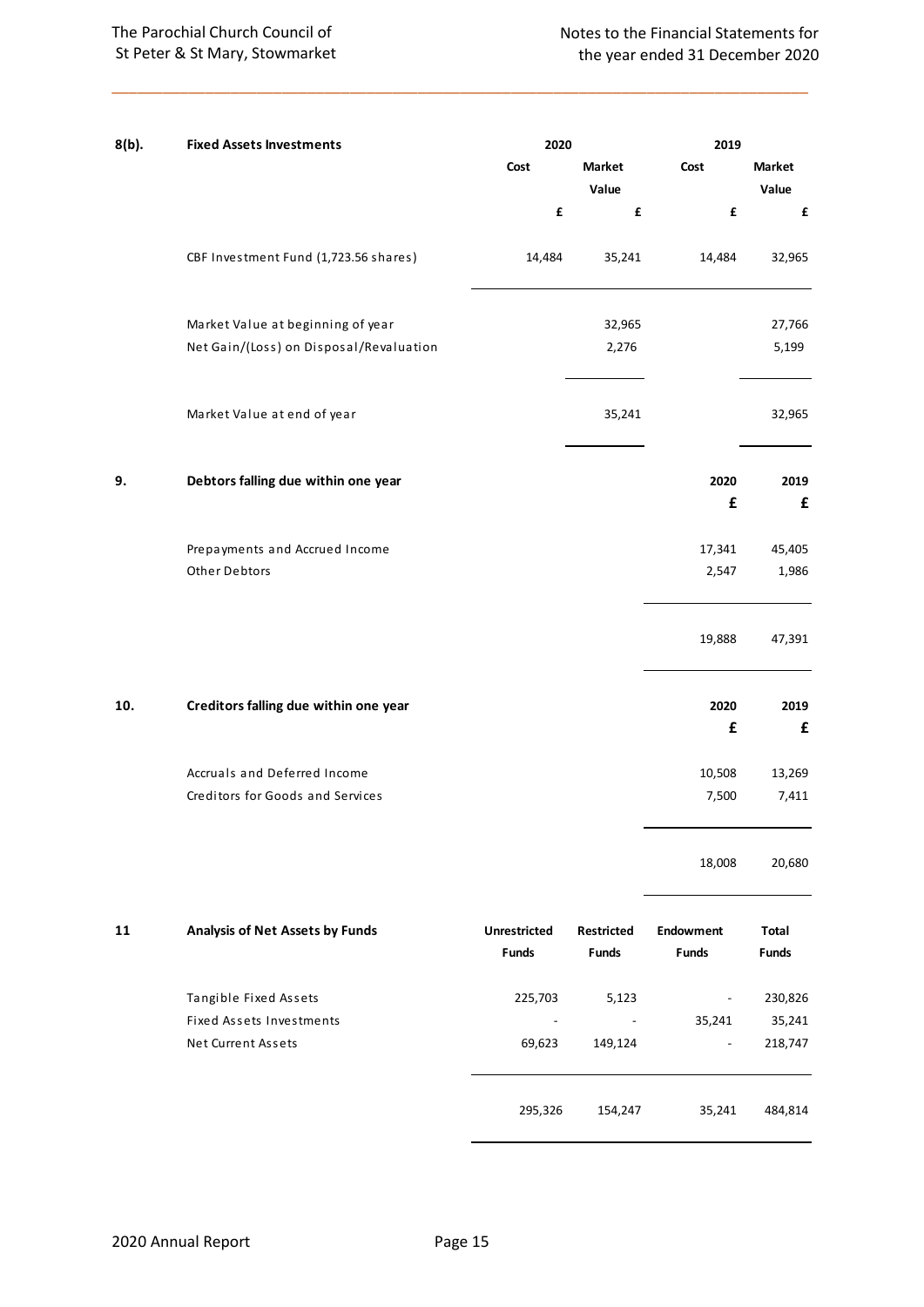## 8(b). Fixed Assets Investments

| | 2020 | | 2019 | |
|---|---|---|---|---|
| | Cost | Market Value | Cost | Market Value |
| | £ | £ | £ | £ |
| CBF Investment Fund (1,723.56 shares) | 14,484 | 35,241 | 14,484 | 32,965 |
| Market Value at beginning of year | | 32,965 | | 27,766 |
| Net Gain/(Loss) on Disposal/Revaluation | | 2,276 | | 5,199 |
| Market Value at end of year | | 35,241 | | 32,965 |

## 9. Debtors falling due within one year

| | 2020 | 2019 |
|---|---|---|
| | £ | £ |
| Prepayments and Accrued Income | 17,341 | 45,405 |
| Other Debtors | 2,547 | 1,986 |
| | 19,888 | 47,391 |

## 10. Creditors falling due within one year

| | 2020 | 2019 |
|---|---|---|
| | £ | £ |
| Accruals and Deferred Income | 10,508 | 13,269 |
| Creditors for Goods and Services | 7,500 | 7,411 |
| | 18,008 | 20,680 |

## 11 Analysis of Net Assets by Funds

| | Unrestricted Funds | Restricted Funds | Endowment Funds | Total Funds |
|---|---|---|---|---|
| Tangible Fixed Assets | 225,703 | 5,123 | - | 230,826 |
| Fixed Assets Investments | - | - | 35,241 | 35,241 |
| Net Current Assets | 69,623 | 149,124 | - | 218,747 |
| | 295,326 | 154,247 | 35,241 | 484,814 |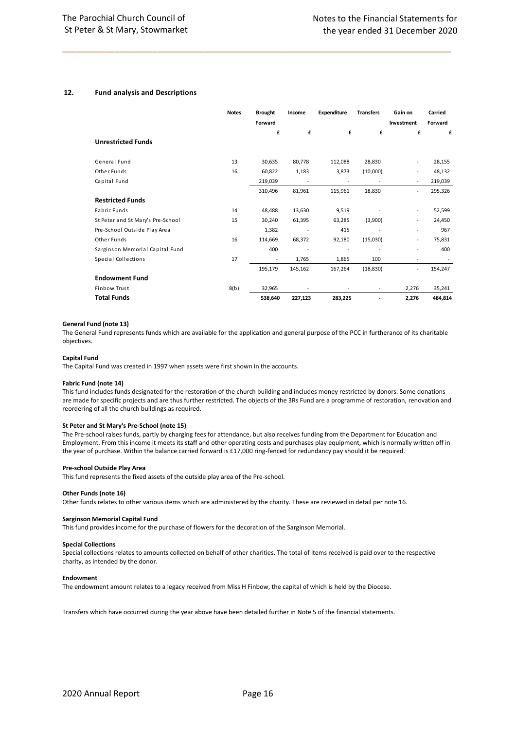## 12. Fund analysis and Descriptions

| | Notes | Brought Forward | Income | Expenditure | Transfers | Gain on Investment | Carried Forward |
|---|---|---|---|---|---|---|---|
| | | £ | £ | £ | £ | £ | £ |
| **Unrestricted Funds** | | | | | | | |
| General Fund | 13 | 30,635 | 80,778 | 112,088 | 28,830 | - | 28,155 |
| Other Funds | 16 | 60,822 | 1,183 | 3,873 | (10,000) | - | 48,132 |
| Capital Fund | | 219,039 | - | - | - | - | 219,039 |
| | | 310,496 | 81,961 | 115,961 | 18,830 | - | 295,326 |
| **Restricted Funds** | | | | | | | |
| Fabric Funds | 14 | 48,488 | 13,630 | 9,519 | - | - | 52,599 |
| St Peter and St Mary's Pre-School | 15 | 30,240 | 61,395 | 63,285 | (3,900) | - | 24,450 |
| Pre-School Outside Play Area | | 1,382 | - | 415 | - | - | 967 |
| Other Funds | 16 | 114,669 | 68,372 | 92,180 | (15,030) | - | 75,831 |
| Sarginson Memorial Capital Fund | | 400 | - | - | - | - | 400 |
| Special Collections | 17 | - | 1,765 | 1,865 | 100 | - | - |
| | | 195,179 | 145,162 | 167,264 | (18,830) | - | 154,247 |
| **Endowment Fund** | | | | | | | |
| Finbow Trust | 8(b) | 32,965 | - | - | - | 2,276 | 35,241 |
| **Total Funds** | | **538,640** | **227,123** | **283,225** | **-** | **2,276** | **484,814** |

**General Fund (note 13)**
The General Fund represents funds which are available for the application and general purpose of the PCC in furtherance of its charitable objectives.

**Capital Fund**
The Capital Fund was created in 1997 when assets were first shown in the accounts.

**Fabric Fund (note 14)**
This fund includes funds designated for the restoration of the church building and includes money restricted by donors. Some donations are made for specific projects and are thus further restricted. The objects of the 3Rs Fund are a programme of restoration, renovation and reordering of all the church buildings as required.

**St Peter and St Mary's Pre-School (note 15)**
The Pre-school raises funds, partly by charging fees for attendance, but also receives funding from the Department for Education and Employment. From this income it meets its staff and other operating costs and purchases play equipment, which is normally written off in the year of purchase. Within the balance carried forward is £17,000 ring-fenced for redundancy pay should it be required.

**Pre-school Outside Play Area**
This fund represents the fixed assets of the outside play area of the Pre-school.

**Other Funds (note 16)**
Other funds relates to other various items which are administered by the charity. These are reviewed in detail per note 16.

**Sarginson Memorial Capital Fund**
This fund provides income for the purchase of flowers for the decoration of the Sarginson Memorial.

**Special Collections**
Special collections relates to amounts collected on behalf of other charities. The total of items received is paid over to the respective charity, as intended by the donor.

**Endowment**
The endowment amount relates to a legacy received from Miss H Finbow, the capital of which is held by the Diocese.

Transfers which have occurred during the year above have been detailed further in Note 5 of the financial statements.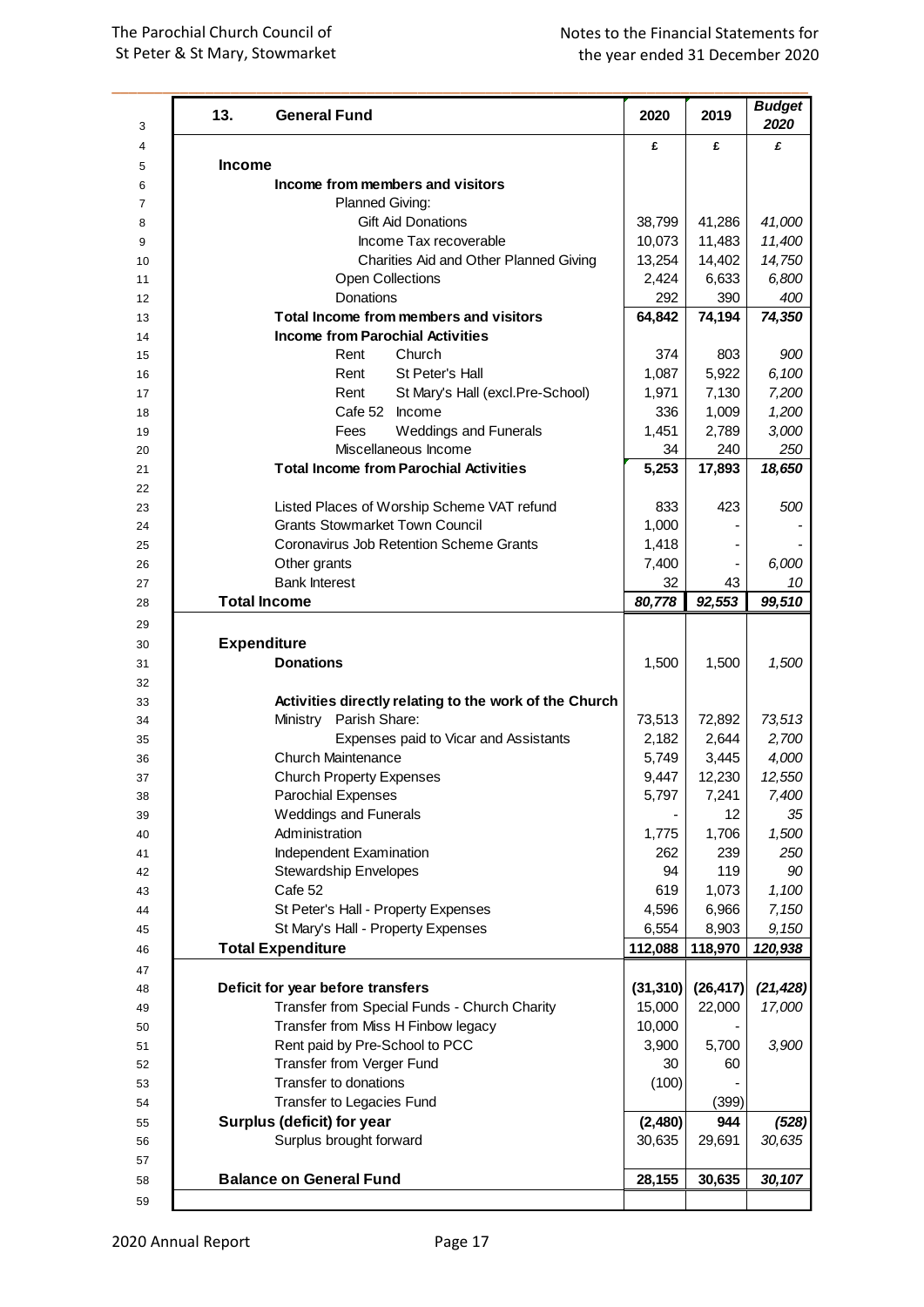| 13. General Fund | 2020 | 2019 | *Budget 2020* |
|---|---|---|---|
| | £ | £ | *£* |
| **Income** | | | |
| **Income from members and visitors** | | | |
| Planned Giving: | | | |
| Gift Aid Donations | 38,799 | 41,286 | *41,000* |
| Income Tax recoverable | 10,073 | 11,483 | *11,400* |
| Charities Aid and Other Planned Giving | 13,254 | 14,402 | *14,750* |
| Open Collections | 2,424 | 6,633 | *6,800* |
| Donations | 292 | 390 | *400* |
| **Total Income from members and visitors** | **64,842** | **74,194** | ***74,350*** |
| **Income from Parochial Activities** | | | |
| Rent Church | 374 | 803 | *900* |
| Rent St Peter's Hall | 1,087 | 5,922 | *6,100* |
| Rent St Mary's Hall (excl.Pre-School) | 1,971 | 7,130 | *7,200* |
| Cafe 52 Income | 336 | 1,009 | *1,200* |
| Fees Weddings and Funerals | 1,451 | 2,789 | *3,000* |
| Miscellaneous Income | 34 | 240 | *250* |
| **Total Income from Parochial Activities** | **5,253** | **17,893** | ***18,650*** |
| | | | |
| Listed Places of Worship Scheme VAT refund | 833 | 423 | *500* |
| Grants Stowmarket Town Council | 1,000 | - | *-* |
| Coronavirus Job Retention Scheme Grants | 1,418 | - | *-* |
| Other grants | 7,400 | - | *6,000* |
| Bank Interest | 32 | 43 | *10* |
| **Total Income** | ***80,778*** | ***92,553*** | ***99,510*** |
| | | | |
| **Expenditure** | | | |
| **Donations** | 1,500 | 1,500 | *1,500* |
| | | | |
| **Activities directly relating to the work of the Church** | | | |
| Ministry Parish Share: | 73,513 | 72,892 | *73,513* |
| Expenses paid to Vicar and Assistants | 2,182 | 2,644 | *2,700* |
| Church Maintenance | 5,749 | 3,445 | *4,000* |
| Church Property Expenses | 9,447 | 12,230 | *12,550* |
| Parochial Expenses | 5,797 | 7,241 | *7,400* |
| Weddings and Funerals | - | 12 | *35* |
| Administration | 1,775 | 1,706 | *1,500* |
| Independent Examination | 262 | 239 | *250* |
| Stewardship Envelopes | 94 | 119 | *90* |
| Cafe 52 | 619 | 1,073 | *1,100* |
| St Peter's Hall - Property Expenses | 4,596 | 6,966 | *7,150* |
| St Mary's Hall - Property Expenses | 6,554 | 8,903 | *9,150* |
| **Total Expenditure** | **112,088** | **118,970** | ***120,938*** |
| | | | |
| **Deficit for year before transfers** | **(31,310)** | **(26,417)** | ***(21,428)*** |
| Transfer from Special Funds - Church Charity | 15,000 | 22,000 | *17,000* |
| Transfer from Miss H Finbow legacy | 10,000 | - | |
| Rent paid by Pre-School to PCC | 3,900 | 5,700 | *3,900* |
| Transfer from Verger Fund | 30 | 60 | |
| Transfer to donations | (100) | - | |
| Transfer to Legacies Fund | | (399) | |
| **Surplus (deficit) for year** | **(2,480)** | **944** | ***(528)*** |
| Surplus brought forward | 30,635 | 29,691 | *30,635* |
| | | | |
| **Balance on General Fund** | **28,155** | **30,635** | ***30,107*** |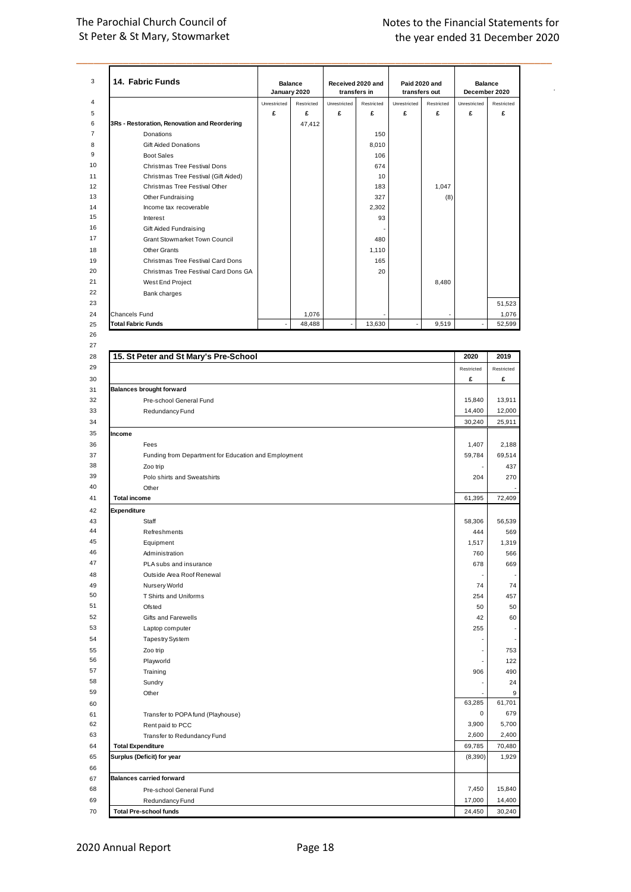## 14. Fabric Funds

| | Balance January 2020 | | Received 2020 and transfers in | | Paid 2020 and transfers out | | Balance December 2020 | |
|---|---|---|---|---|---|---|---|---|
| | Unrestricted | Restricted | Unrestricted | Restricted | Unrestricted | Restricted | Unrestricted | Restricted |
| | £ | £ | £ | £ | £ | £ | £ | £ |
| **3Rs - Restoration, Renovation and Reordering** | | 47,412 | | | | | | |
| Donations | | | | 150 | | | | |
| Gift Aided Donations | | | | 8,010 | | | | |
| Boot Sales | | | | 106 | | | | |
| Christmas Tree Festival Dons | | | | 674 | | | | |
| Christmas Tree Festival (Gift Aided) | | | | 10 | | | | |
| Christmas Tree Festival Other | | | | 183 | | 1,047 | | |
| Other Fundraising | | | | 327 | | (8) | | |
| Income tax recoverable | | | | 2,302 | | | | |
| Interest | | | | 93 | | | | |
| Gift Aided Fundraising | | | | - | | | | |
| Grant Stowmarket Town Council | | | | 480 | | | | |
| Other Grants | | | | 1,110 | | | | |
| Christmas Tree Festival Card Dons | | | | 165 | | | | |
| Christmas Tree Festival Card Dons GA | | | | 20 | | | | |
| West End Project | | | | | | 8,480 | | |
| Bank charges | | | | | | | | |
| | | | | | | | | 51,523 |
| Chancels Fund | | 1,076 | | - | | - | | 1,076 |
| **Total Fabric Funds** | - | 48,488 | - | 13,630 | - | 9,519 | - | 52,599 |

## 15. St Peter and St Mary's Pre-School

| | 2020 | 2019 |
|---|---|---|
| | Restricted | Restricted |
| | £ | £ |
| **Balances brought forward** | | |
| Pre-school General Fund | 15,840 | 13,911 |
| Redundancy Fund | 14,400 | 12,000 |
| | 30,240 | 25,911 |
| **Income** | | |
| Fees | 1,407 | 2,188 |
| Funding from Department for Education and Employment | 59,784 | 69,514 |
| Zoo trip | - | 437 |
| Polo shirts and Sweatshirts | 204 | 270 |
| Other | | - |
| **Total income** | 61,395 | 72,409 |
| **Expenditure** | | |
| Staff | 58,306 | 56,539 |
| Refreshments | 444 | 569 |
| Equipment | 1,517 | 1,319 |
| Administration | 760 | 566 |
| PLA subs and insurance | 678 | 669 |
| Outside Area Roof Renewal | - | - |
| Nursery World | 74 | 74 |
| T Shirts and Uniforms | 254 | 457 |
| Ofsted | 50 | 50 |
| Gifts and Farewells | 42 | 60 |
| Laptop computer | 255 | - |
| Tapestry System | - | - |
| Zoo trip | - | 753 |
| Playworld | - | 122 |
| Training | 906 | 490 |
| Sundry | - | 24 |
| Other | - | 9 |
| | 63,285 | 61,701 |
| Transfer to POPA fund (Playhouse) | 0 | 679 |
| Rent paid to PCC | 3,900 | 5,700 |
| Transfer to Redundancy Fund | 2,600 | 2,400 |
| **Total Expenditure** | 69,785 | 70,480 |
| **Surplus (Deficit) for year** | (8,390) | 1,929 |
| | | |
| **Balances carried forward** | | |
| Pre-school General Fund | 7,450 | 15,840 |
| Redundancy Fund | 17,000 | 14,400 |
| **Total Pre-school funds** | 24,450 | 30,240 |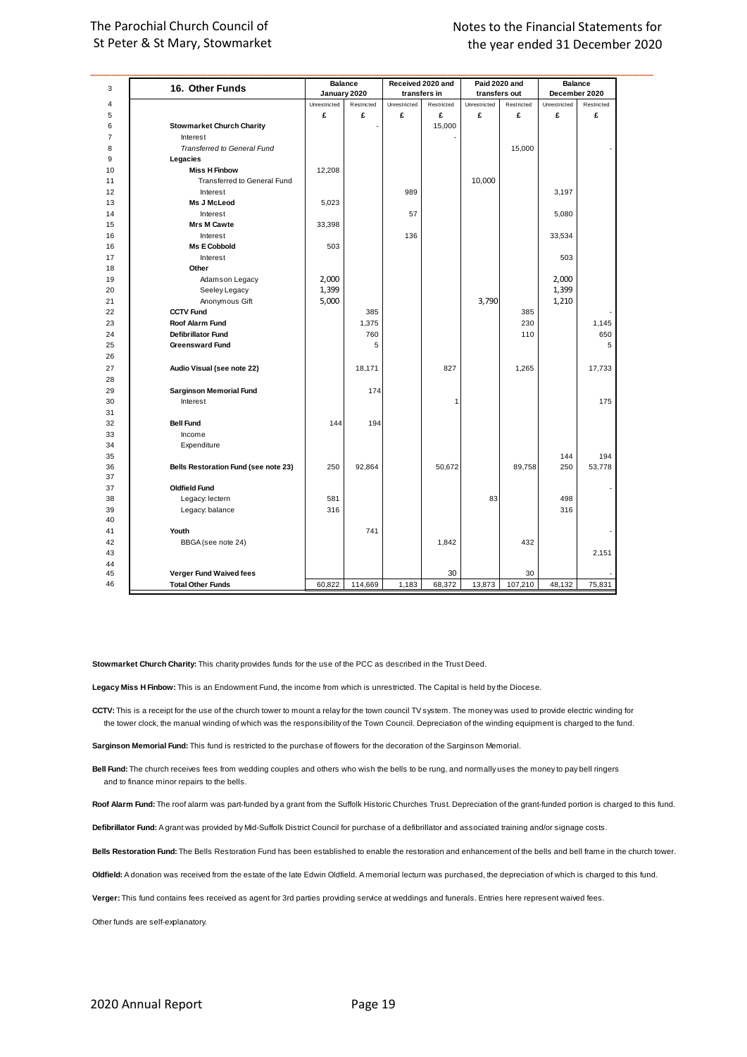| 16. Other Funds | Balance January 2020 | | Received 2020 and transfers in | | Paid 2020 and transfers out | | Balance December 2020 | |
|---|---|---|---|---|---|---|---|---|
| | Unrestricted | Restricted | Unrestricted | Restricted | Unrestricted | Restricted | Unrestricted | Restricted |
| | £ | £ | £ | £ | £ | £ | £ | £ |
| **Stowmarket Church Charity** | | - | | 15,000 | | | | |
| Interest | | | | - | | | | |
| *Transferred to General Fund* | | | | | | 15,000 | | - |
| **Legacies** | | | | | | | | |
| **Miss H Finbow** | 12,208 | | | | | | | |
| Transferred to General Fund | | | | | 10,000 | | | |
| Interest | | | 989 | | | | 3,197 | |
| **Ms J McLeod** | 5,023 | | | | | | | |
| Interest | | | 57 | | | | 5,080 | |
| **Mrs M Cawte** | 33,398 | | | | | | | |
| Interest | | | 136 | | | | 33,534 | |
| **Ms E Cobbold** | 503 | | | | | | | |
| Interest | | | | | | | 503 | |
| **Other** | | | | | | | | |
| Adamson Legacy | 2,000 | | | | | | 2,000 | |
| Seeley Legacy | 1,399 | | | | | | 1,399 | |
| Anonymous Gift | 5,000 | | | | 3,790 | | 1,210 | |
| **CCTV Fund** | | 385 | | | | 385 | | - |
| **Roof Alarm Fund** | | 1,375 | | | | 230 | | 1,145 |
| **Defibrillator Fund** | | 760 | | | | 110 | | 650 |
| **Greensward Fund** | | 5 | | | | | | 5 |
| | | | | | | | | |
| **Audio Visual (see note 22)** | | 18,171 | | 827 | | 1,265 | | 17,733 |
| | | | | | | | | |
| **Sarginson Memorial Fund** | | 174 | | | | | | |
| Interest | | | | 1 | | | | 175 |
| | | | | | | | | |
| **Bell Fund** | 144 | 194 | | | | | | |
| Income | | | | | | | | |
| Expenditure | | | | | | | | |
| | | | | | | | 144 | 194 |
| **Bells Restoration Fund (see note 23)** | 250 | 92,864 | | 50,672 | | 89,758 | 250 | 53,778 |
| | | | | | | | | |
| **Oldfield Fund** | | | | | | | | - |
| Legacy: lectern | 581 | | | | 83 | | 498 | |
| Legacy: balance | 316 | | | | | | 316 | |
| | | | | | | | | |
| **Youth** | | 741 | | | | | | - |
| BBGA (see note 24) | | | | 1,842 | | 432 | | |
| | | | | | | | | 2,151 |
| | | | | | | | | |
| **Verger Fund Waived fees** | | | | 30 | | 30 | | - |
| **Total Other Funds** | 60,822 | 114,669 | 1,183 | 68,372 | 13,873 | 107,210 | 48,132 | 75,831 |

**Stowmarket Church Charity:** This charity provides funds for the use of the PCC as described in the Trust Deed.

**Legacy Miss H Finbow:** This is an Endowment Fund, the income from which is unrestricted. The Capital is held by the Diocese.

**CCTV:** This is a receipt for the use of the church tower to mount a relay for the town council TV system. The money was used to provide electric winding for the tower clock, the manual winding of which was the responsibility of the Town Council. Depreciation of the winding equipment is charged to the fund.

**Sarginson Memorial Fund:** This fund is restricted to the purchase of flowers for the decoration of the Sarginson Memorial.

**Bell Fund:** The church receives fees from wedding couples and others who wish the bells to be rung, and normally uses the money to pay bell ringers and to finance minor repairs to the bells.

**Roof Alarm Fund:** The roof alarm was part-funded by a grant from the Suffolk Historic Churches Trust. Depreciation of the grant-funded portion is charged to this fund.

**Defibrillator Fund:** A grant was provided by Mid-Suffolk District Council for purchase of a defibrillator and associated training and/or signage costs.

**Bells Restoration Fund:** The Bells Restoration Fund has been established to enable the restoration and enhancement of the bells and bell frame in the church tower.

**Oldfield:** A donation was received from the estate of the late Edwin Oldfield. A memorial lecturn was purchased, the depreciation of which is charged to this fund.

**Verger:** This fund contains fees received as agent for 3rd parties providing service at weddings and funerals. Entries here represent waived fees.

Other funds are self-explanatory.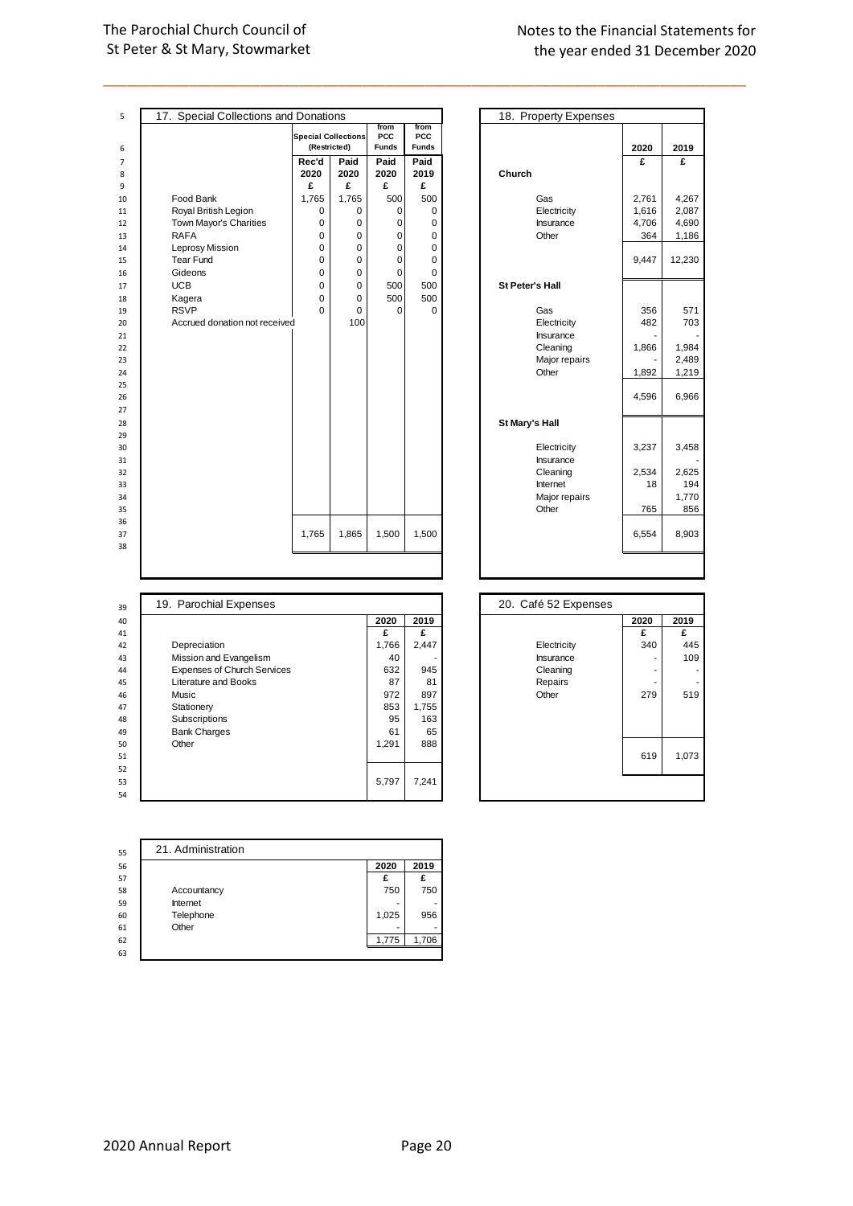## 17. Special Collections and Donations

| | Special Collections (Restricted) | | from PCC Funds | from PCC Funds |
|---|---|---|---|---|
| | Rec'd | Paid | Paid | Paid |
| | 2020 | 2020 | 2020 | 2019 |
| | £ | £ | £ | £ |
| Food Bank | 1,765 | 1,765 | 500 | 500 |
| Royal British Legion | 0 | 0 | 0 | 0 |
| Town Mayor's Charities | 0 | 0 | 0 | 0 |
| RAFA | 0 | 0 | 0 | 0 |
| Leprosy Mission | 0 | 0 | 0 | 0 |
| Tear Fund | 0 | 0 | 0 | 0 |
| Gideons | 0 | 0 | 0 | 0 |
| UCB | 0 | 0 | 500 | 500 |
| Kagera | 0 | 0 | 500 | 500 |
| RSVP | 0 | 0 | 0 | 0 |
| Accrued donation not received | | 100 | | |
| | 1,765 | 1,865 | 1,500 | 1,500 |

## 18. Property Expenses

| | 2020 | 2019 |
|---|---|---|
| | £ | £ |
| **Church** | | |
| Gas | 2,761 | 4,267 |
| Electricity | 1,616 | 2,087 |
| Insurance | 4,706 | 4,690 |
| Other | 364 | 1,186 |
| | 9,447 | 12,230 |
| **St Peter's Hall** | | |
| Gas | 356 | 571 |
| Electricity | 482 | 703 |
| Insurance | - | - |
| Cleaning | 1,866 | 1,984 |
| Major repairs | - | 2,489 |
| Other | 1,892 | 1,219 |
| | 4,596 | 6,966 |
| **St Mary's Hall** | | |
| Electricity | 3,237 | 3,458 |
| Insurance | | - |
| Cleaning | 2,534 | 2,625 |
| Internet | 18 | 194 |
| Major repairs | | 1,770 |
| Other | 765 | 856 |
| | 6,554 | 8,903 |

## 19. Parochial Expenses

| | 2020 | 2019 |
|---|---|---|
| | £ | £ |
| Depreciation | 1,766 | 2,447 |
| Mission and Evangelism | 40 | - |
| Expenses of Church Services | 632 | 945 |
| Literature and Books | 87 | 81 |
| Music | 972 | 897 |
| Stationery | 853 | 1,755 |
| Subscriptions | 95 | 163 |
| Bank Charges | 61 | 65 |
| Other | 1,291 | 888 |
| | 5,797 | 7,241 |

## 20. Café 52 Expenses

| | 2020 | 2019 |
|---|---|---|
| | £ | £ |
| Electricity | 340 | 445 |
| Insurance | - | 109 |
| Cleaning | - | - |
| Repairs | - | - |
| Other | 279 | 519 |
| | 619 | 1,073 |

## 21. Administration

| | 2020 | 2019 |
|---|---|---|
| | £ | £ |
| Accountancy | 750 | 750 |
| Internet | - | - |
| Telephone | 1,025 | 956 |
| Other | - | - |
| | 1,775 | 1,706 |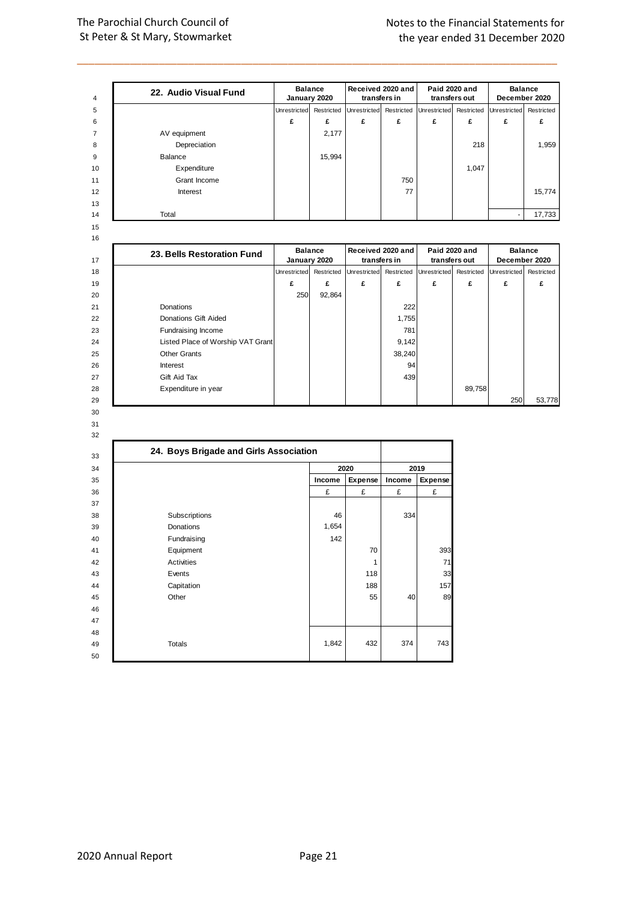| 22. Audio Visual Fund | Balance January 2020 | | Received 2020 and transfers in | | Paid 2020 and transfers out | | Balance December 2020 | |
|---|---|---|---|---|---|---|---|---|
| | Unrestricted | Restricted | Unrestricted | Restricted | Unrestricted | Restricted | Unrestricted | Restricted |
| | £ | £ | £ | £ | £ | £ | £ | £ |
| AV equipment | | 2,177 | | | | | | |
| Depreciation | | | | | | 218 | | 1,959 |
| Balance | | 15,994 | | | | | | |
| Expenditure | | | | | | 1,047 | | |
| Grant Income | | | | 750 | | | | |
| Interest | | | | 77 | | | | 15,774 |
| Total | | | | | | | - | 17,733 |

| 23. Bells Restoration Fund | Balance January 2020 | | Received 2020 and transfers in | | Paid 2020 and transfers out | | Balance December 2020 | |
|---|---|---|---|---|---|---|---|---|
| | Unrestricted | Restricted | Unrestricted | Restricted | Unrestricted | Restricted | Unrestricted | Restricted |
| | £ | £ | £ | £ | £ | £ | £ | £ |
| | 250 | 92,864 | | | | | | |
| Donations | | | | 222 | | | | |
| Donations Gift Aided | | | | 1,755 | | | | |
| Fundraising Income | | | | 781 | | | | |
| Listed Place of Worship VAT Grant | | | | 9,142 | | | | |
| Other Grants | | | | 38,240 | | | | |
| Interest | | | | 94 | | | | |
| Gift Aid Tax | | | | 439 | | | | |
| Expenditure in year | | | | | | 89,758 | | |
| | | | | | | | 250 | 53,778 |

| 24. Boys Brigade and Girls Association | 2020 | | 2019 | |
|---|---|---|---|---|
| | Income | Expense | Income | Expense |
| | £ | £ | £ | £ |
| Subscriptions | 46 | | 334 | |
| Donations | 1,654 | | | |
| Fundraising | 142 | | | |
| Equipment | | 70 | | 393 |
| Activities | | 1 | | 71 |
| Events | | 118 | | 33 |
| Capitation | | 188 | | 157 |
| Other | | 55 | 40 | 89 |
| Totals | 1,842 | 432 | 374 | 743 |